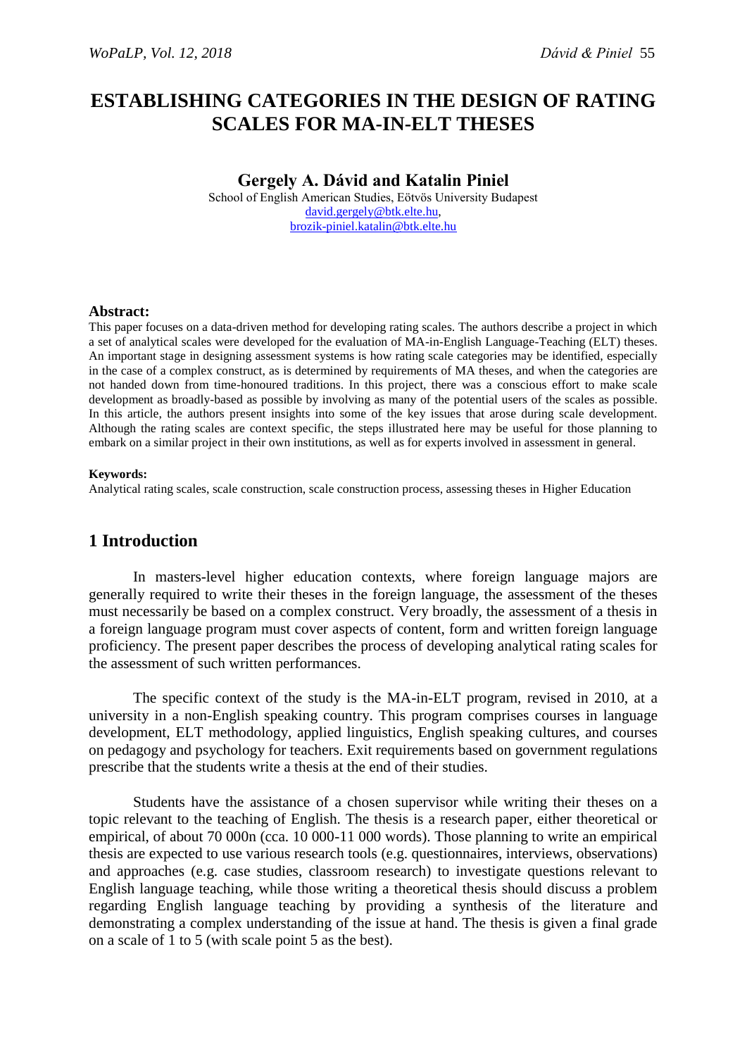# ESTABLISHING CATEGORIES IN THE DESIGN OF RATING SCALES FOR MA-IN-ELT THESES

**Gergely A. Dávid and Katalin Piniel**

School of English American Studies, Eötvös University Budapest
david.gergely@btk.elte.hu,
brozik-piniel.katalin@btk.elte.hu

**Abstract:**

This paper focuses on a data-driven method for developing rating scales. The authors describe a project in which a set of analytical scales were developed for the evaluation of MA-in-English Language-Teaching (ELT) theses. An important stage in designing assessment systems is how rating scale categories may be identified, especially in the case of a complex construct, as is determined by requirements of MA theses, and when the categories are not handed down from time-honoured traditions. In this project, there was a conscious effort to make scale development as broadly-based as possible by involving as many of the potential users of the scales as possible. In this article, the authors present insights into some of the key issues that arose during scale development. Although the rating scales are context specific, the steps illustrated here may be useful for those planning to embark on a similar project in their own institutions, as well as for experts involved in assessment in general.

**Keywords:**

Analytical rating scales, scale construction, scale construction process, assessing theses in Higher Education

## 1 Introduction

In masters-level higher education contexts, where foreign language majors are generally required to write their theses in the foreign language, the assessment of the theses must necessarily be based on a complex construct. Very broadly, the assessment of a thesis in a foreign language program must cover aspects of content, form and written foreign language proficiency. The present paper describes the process of developing analytical rating scales for the assessment of such written performances.

The specific context of the study is the MA-in-ELT program, revised in 2010, at a university in a non-English speaking country. This program comprises courses in language development, ELT methodology, applied linguistics, English speaking cultures, and courses on pedagogy and psychology for teachers. Exit requirements based on government regulations prescribe that the students write a thesis at the end of their studies.

Students have the assistance of a chosen supervisor while writing their theses on a topic relevant to the teaching of English. The thesis is a research paper, either theoretical or empirical, of about 70 000n (cca. 10 000-11 000 words). Those planning to write an empirical thesis are expected to use various research tools (e.g. questionnaires, interviews, observations) and approaches (e.g. case studies, classroom research) to investigate questions relevant to English language teaching, while those writing a theoretical thesis should discuss a problem regarding English language teaching by providing a synthesis of the literature and demonstrating a complex understanding of the issue at hand. The thesis is given a final grade on a scale of 1 to 5 (with scale point 5 as the best).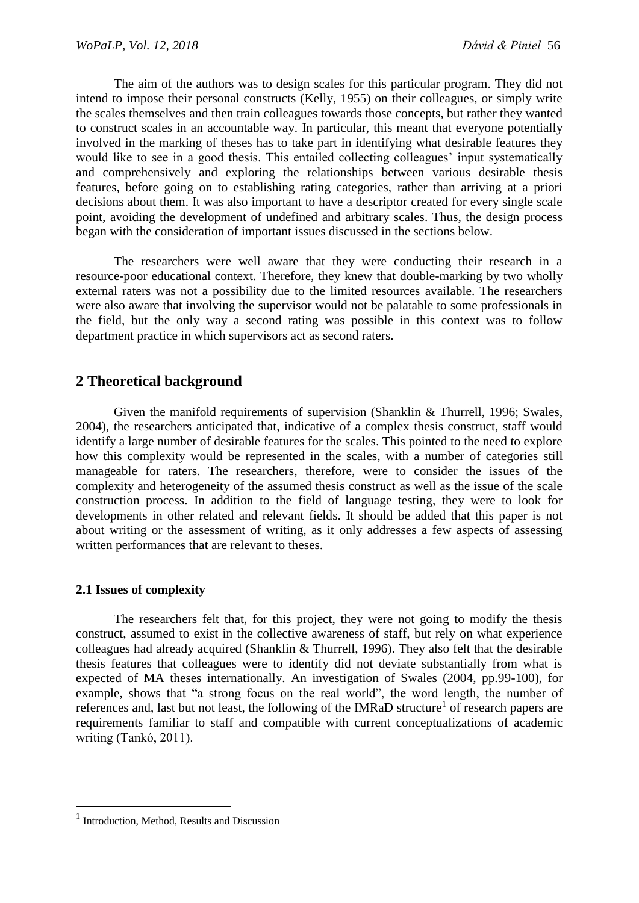The aim of the authors was to design scales for this particular program. They did not intend to impose their personal constructs (Kelly, 1955) on their colleagues, or simply write the scales themselves and then train colleagues towards those concepts, but rather they wanted to construct scales in an accountable way. In particular, this meant that everyone potentially involved in the marking of theses has to take part in identifying what desirable features they would like to see in a good thesis. This entailed collecting colleagues' input systematically and comprehensively and exploring the relationships between various desirable thesis features, before going on to establishing rating categories, rather than arriving at a priori decisions about them. It was also important to have a descriptor created for every single scale point, avoiding the development of undefined and arbitrary scales. Thus, the design process began with the consideration of important issues discussed in the sections below.

The researchers were well aware that they were conducting their research in a resource-poor educational context. Therefore, they knew that double-marking by two wholly external raters was not a possibility due to the limited resources available. The researchers were also aware that involving the supervisor would not be palatable to some professionals in the field, but the only way a second rating was possible in this context was to follow department practice in which supervisors act as second raters.

## 2 Theoretical background

Given the manifold requirements of supervision (Shanklin & Thurrell, 1996; Swales, 2004), the researchers anticipated that, indicative of a complex thesis construct, staff would identify a large number of desirable features for the scales. This pointed to the need to explore how this complexity would be represented in the scales, with a number of categories still manageable for raters. The researchers, therefore, were to consider the issues of the complexity and heterogeneity of the assumed thesis construct as well as the issue of the scale construction process. In addition to the field of language testing, they were to look for developments in other related and relevant fields. It should be added that this paper is not about writing or the assessment of writing, as it only addresses a few aspects of assessing written performances that are relevant to theses.

### 2.1 Issues of complexity

The researchers felt that, for this project, they were not going to modify the thesis construct, assumed to exist in the collective awareness of staff, but rely on what experience colleagues had already acquired (Shanklin & Thurrell, 1996). They also felt that the desirable thesis features that colleagues were to identify did not deviate substantially from what is expected of MA theses internationally. An investigation of Swales (2004, pp.99-100), for example, shows that "a strong focus on the real world", the word length, the number of references and, last but not least, the following of the IMRaD structure[1] of research papers are requirements familiar to staff and compatible with current conceptualizations of academic writing (Tankó, 2011).

[1] Introduction, Method, Results and Discussion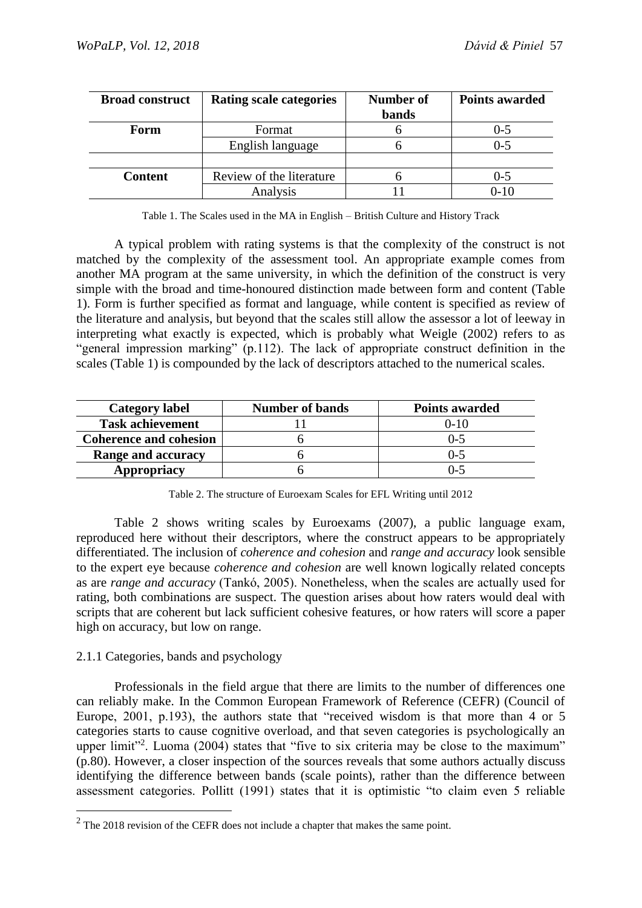| Broad construct | Rating scale categories | Number of bands | Points awarded |
|---|---|---|---|
| **Form** | Format | 6 | 0-5 |
| | English language | 6 | 0-5 |
| | | | |
| **Content** | Review of the literature | 6 | 0-5 |
| | Analysis | 11 | 0-10 |

Table 1. The Scales used in the MA in English – British Culture and History Track

A typical problem with rating systems is that the complexity of the construct is not matched by the complexity of the assessment tool. An appropriate example comes from another MA program at the same university, in which the definition of the construct is very simple with the broad and time-honoured distinction made between form and content (Table 1). Form is further specified as format and language, while content is specified as review of the literature and analysis, but beyond that the scales still allow the assessor a lot of leeway in interpreting what exactly is expected, which is probably what Weigle (2002) refers to as "general impression marking" (p.112). The lack of appropriate construct definition in the scales (Table 1) is compounded by the lack of descriptors attached to the numerical scales.

| Category label | Number of bands | Points awarded |
|---|---|---|
| **Task achievement** | 11 | 0-10 |
| **Coherence and cohesion** | 6 | 0-5 |
| **Range and accuracy** | 6 | 0-5 |
| **Appropriacy** | 6 | 0-5 |

Table 2. The structure of Euroexam Scales for EFL Writing until 2012

Table 2 shows writing scales by Euroexams (2007), a public language exam, reproduced here without their descriptors, where the construct appears to be appropriately differentiated. The inclusion of *coherence and cohesion* and *range and accuracy* look sensible to the expert eye because *coherence and cohesion* are well known logically related concepts as are *range and accuracy* (Tankó, 2005). Nonetheless, when the scales are actually used for rating, both combinations are suspect. The question arises about how raters would deal with scripts that are coherent but lack sufficient cohesive features, or how raters will score a paper high on accuracy, but low on range.

### 2.1.1 Categories, bands and psychology

Professionals in the field argue that there are limits to the number of differences one can reliably make. In the Common European Framework of Reference (CEFR) (Council of Europe, 2001, p.193), the authors state that "received wisdom is that more than 4 or 5 categories starts to cause cognitive overload, and that seven categories is psychologically an upper limit"[2]. Luoma (2004) states that "five to six criteria may be close to the maximum" (p.80). However, a closer inspection of the sources reveals that some authors actually discuss identifying the difference between bands (scale points), rather than the difference between assessment categories. Pollitt (1991) states that it is optimistic "to claim even 5 reliable

[2] The 2018 revision of the CEFR does not include a chapter that makes the same point.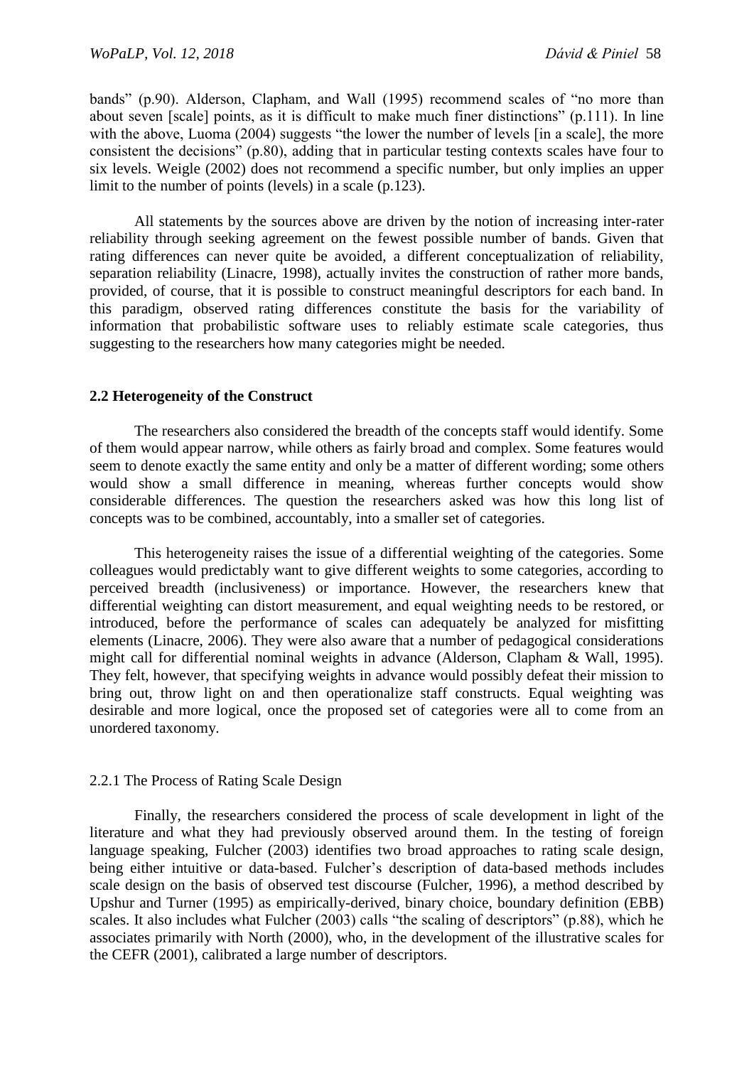bands" (p.90). Alderson, Clapham, and Wall (1995) recommend scales of "no more than about seven [scale] points, as it is difficult to make much finer distinctions" (p.111). In line with the above, Luoma (2004) suggests "the lower the number of levels [in a scale], the more consistent the decisions" (p.80), adding that in particular testing contexts scales have four to six levels. Weigle (2002) does not recommend a specific number, but only implies an upper limit to the number of points (levels) in a scale (p.123).

All statements by the sources above are driven by the notion of increasing inter-rater reliability through seeking agreement on the fewest possible number of bands. Given that rating differences can never quite be avoided, a different conceptualization of reliability, separation reliability (Linacre, 1998), actually invites the construction of rather more bands, provided, of course, that it is possible to construct meaningful descriptors for each band. In this paradigm, observed rating differences constitute the basis for the variability of information that probabilistic software uses to reliably estimate scale categories, thus suggesting to the researchers how many categories might be needed.

## 2.2 Heterogeneity of the Construct

The researchers also considered the breadth of the concepts staff would identify. Some of them would appear narrow, while others as fairly broad and complex. Some features would seem to denote exactly the same entity and only be a matter of different wording; some others would show a small difference in meaning, whereas further concepts would show considerable differences. The question the researchers asked was how this long list of concepts was to be combined, accountably, into a smaller set of categories.

This heterogeneity raises the issue of a differential weighting of the categories. Some colleagues would predictably want to give different weights to some categories, according to perceived breadth (inclusiveness) or importance. However, the researchers knew that differential weighting can distort measurement, and equal weighting needs to be restored, or introduced, before the performance of scales can adequately be analyzed for misfitting elements (Linacre, 2006). They were also aware that a number of pedagogical considerations might call for differential nominal weights in advance (Alderson, Clapham & Wall, 1995). They felt, however, that specifying weights in advance would possibly defeat their mission to bring out, throw light on and then operationalize staff constructs. Equal weighting was desirable and more logical, once the proposed set of categories were all to come from an unordered taxonomy.

### 2.2.1 The Process of Rating Scale Design

Finally, the researchers considered the process of scale development in light of the literature and what they had previously observed around them. In the testing of foreign language speaking, Fulcher (2003) identifies two broad approaches to rating scale design, being either intuitive or data-based. Fulcher's description of data-based methods includes scale design on the basis of observed test discourse (Fulcher, 1996), a method described by Upshur and Turner (1995) as empirically-derived, binary choice, boundary definition (EBB) scales. It also includes what Fulcher (2003) calls "the scaling of descriptors" (p.88), which he associates primarily with North (2000), who, in the development of the illustrative scales for the CEFR (2001), calibrated a large number of descriptors.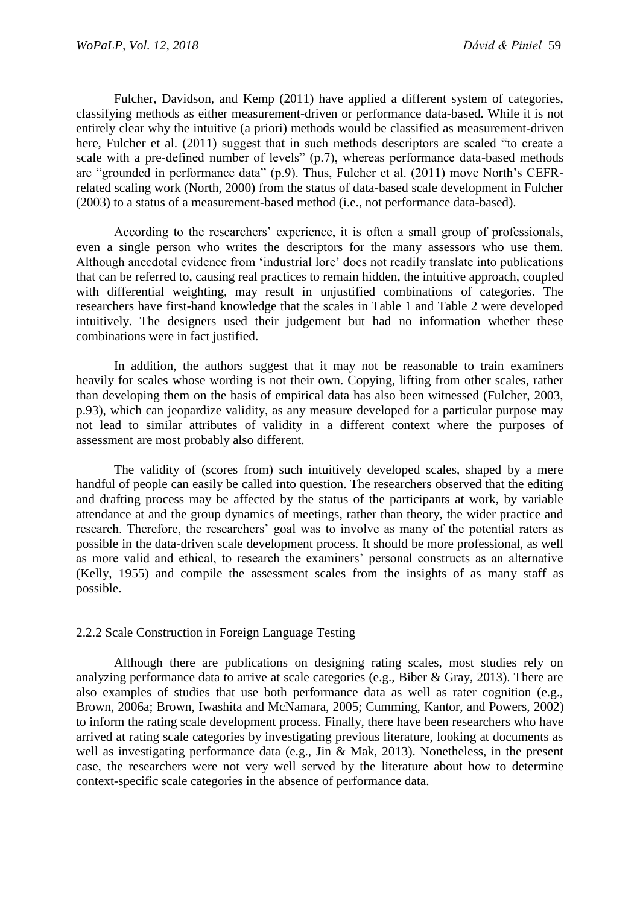Fulcher, Davidson, and Kemp (2011) have applied a different system of categories, classifying methods as either measurement-driven or performance data-based. While it is not entirely clear why the intuitive (a priori) methods would be classified as measurement-driven here, Fulcher et al. (2011) suggest that in such methods descriptors are scaled "to create a scale with a pre-defined number of levels" (p.7), whereas performance data-based methods are "grounded in performance data" (p.9). Thus, Fulcher et al. (2011) move North's CEFR-related scaling work (North, 2000) from the status of data-based scale development in Fulcher (2003) to a status of a measurement-based method (i.e., not performance data-based).

According to the researchers' experience, it is often a small group of professionals, even a single person who writes the descriptors for the many assessors who use them. Although anecdotal evidence from 'industrial lore' does not readily translate into publications that can be referred to, causing real practices to remain hidden, the intuitive approach, coupled with differential weighting, may result in unjustified combinations of categories. The researchers have first-hand knowledge that the scales in Table 1 and Table 2 were developed intuitively. The designers used their judgement but had no information whether these combinations were in fact justified.

In addition, the authors suggest that it may not be reasonable to train examiners heavily for scales whose wording is not their own. Copying, lifting from other scales, rather than developing them on the basis of empirical data has also been witnessed (Fulcher, 2003, p.93), which can jeopardize validity, as any measure developed for a particular purpose may not lead to similar attributes of validity in a different context where the purposes of assessment are most probably also different.

The validity of (scores from) such intuitively developed scales, shaped by a mere handful of people can easily be called into question. The researchers observed that the editing and drafting process may be affected by the status of the participants at work, by variable attendance at and the group dynamics of meetings, rather than theory, the wider practice and research. Therefore, the researchers' goal was to involve as many of the potential raters as possible in the data-driven scale development process. It should be more professional, as well as more valid and ethical, to research the examiners' personal constructs as an alternative (Kelly, 1955) and compile the assessment scales from the insights of as many staff as possible.

### 2.2.2 Scale Construction in Foreign Language Testing

Although there are publications on designing rating scales, most studies rely on analyzing performance data to arrive at scale categories (e.g., Biber & Gray, 2013). There are also examples of studies that use both performance data as well as rater cognition (e.g., Brown, 2006a; Brown, Iwashita and McNamara, 2005; Cumming, Kantor, and Powers, 2002) to inform the rating scale development process. Finally, there have been researchers who have arrived at rating scale categories by investigating previous literature, looking at documents as well as investigating performance data (e.g., Jin & Mak, 2013). Nonetheless, in the present case, the researchers were not very well served by the literature about how to determine context-specific scale categories in the absence of performance data.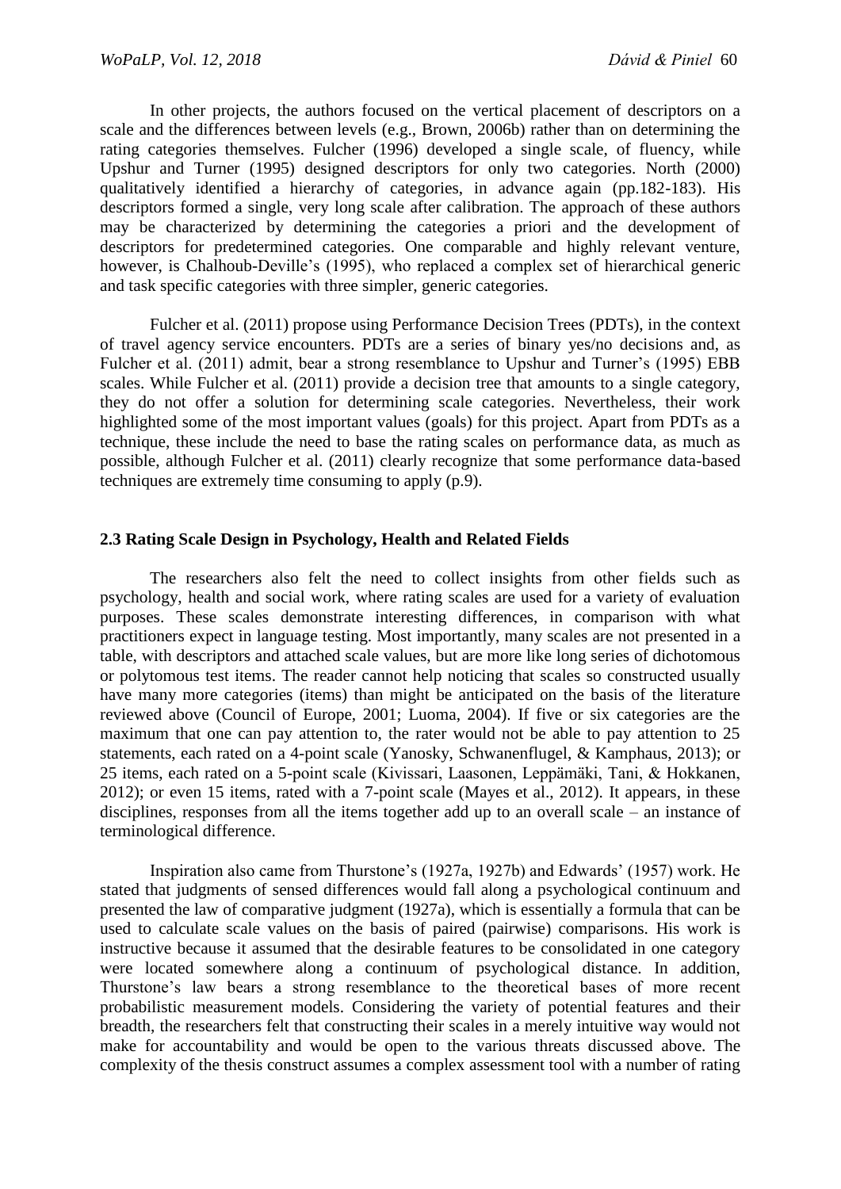In other projects, the authors focused on the vertical placement of descriptors on a scale and the differences between levels (e.g., Brown, 2006b) rather than on determining the rating categories themselves. Fulcher (1996) developed a single scale, of fluency, while Upshur and Turner (1995) designed descriptors for only two categories. North (2000) qualitatively identified a hierarchy of categories, in advance again (pp.182-183). His descriptors formed a single, very long scale after calibration. The approach of these authors may be characterized by determining the categories a priori and the development of descriptors for predetermined categories. One comparable and highly relevant venture, however, is Chalhoub-Deville's (1995), who replaced a complex set of hierarchical generic and task specific categories with three simpler, generic categories.

Fulcher et al. (2011) propose using Performance Decision Trees (PDTs), in the context of travel agency service encounters. PDTs are a series of binary yes/no decisions and, as Fulcher et al. (2011) admit, bear a strong resemblance to Upshur and Turner's (1995) EBB scales. While Fulcher et al. (2011) provide a decision tree that amounts to a single category, they do not offer a solution for determining scale categories. Nevertheless, their work highlighted some of the most important values (goals) for this project. Apart from PDTs as a technique, these include the need to base the rating scales on performance data, as much as possible, although Fulcher et al. (2011) clearly recognize that some performance data-based techniques are extremely time consuming to apply (p.9).

### 2.3 Rating Scale Design in Psychology, Health and Related Fields

The researchers also felt the need to collect insights from other fields such as psychology, health and social work, where rating scales are used for a variety of evaluation purposes. These scales demonstrate interesting differences, in comparison with what practitioners expect in language testing. Most importantly, many scales are not presented in a table, with descriptors and attached scale values, but are more like long series of dichotomous or polytomous test items. The reader cannot help noticing that scales so constructed usually have many more categories (items) than might be anticipated on the basis of the literature reviewed above (Council of Europe, 2001; Luoma, 2004). If five or six categories are the maximum that one can pay attention to, the rater would not be able to pay attention to 25 statements, each rated on a 4-point scale (Yanosky, Schwanenflugel, & Kamphaus, 2013); or 25 items, each rated on a 5-point scale (Kivissari, Laasonen, Leppämäki, Tani, & Hokkanen, 2012); or even 15 items, rated with a 7-point scale (Mayes et al., 2012). It appears, in these disciplines, responses from all the items together add up to an overall scale – an instance of terminological difference.

Inspiration also came from Thurstone's (1927a, 1927b) and Edwards' (1957) work. He stated that judgments of sensed differences would fall along a psychological continuum and presented the law of comparative judgment (1927a), which is essentially a formula that can be used to calculate scale values on the basis of paired (pairwise) comparisons. His work is instructive because it assumed that the desirable features to be consolidated in one category were located somewhere along a continuum of psychological distance. In addition, Thurstone's law bears a strong resemblance to the theoretical bases of more recent probabilistic measurement models. Considering the variety of potential features and their breadth, the researchers felt that constructing their scales in a merely intuitive way would not make for accountability and would be open to the various threats discussed above. The complexity of the thesis construct assumes a complex assessment tool with a number of rating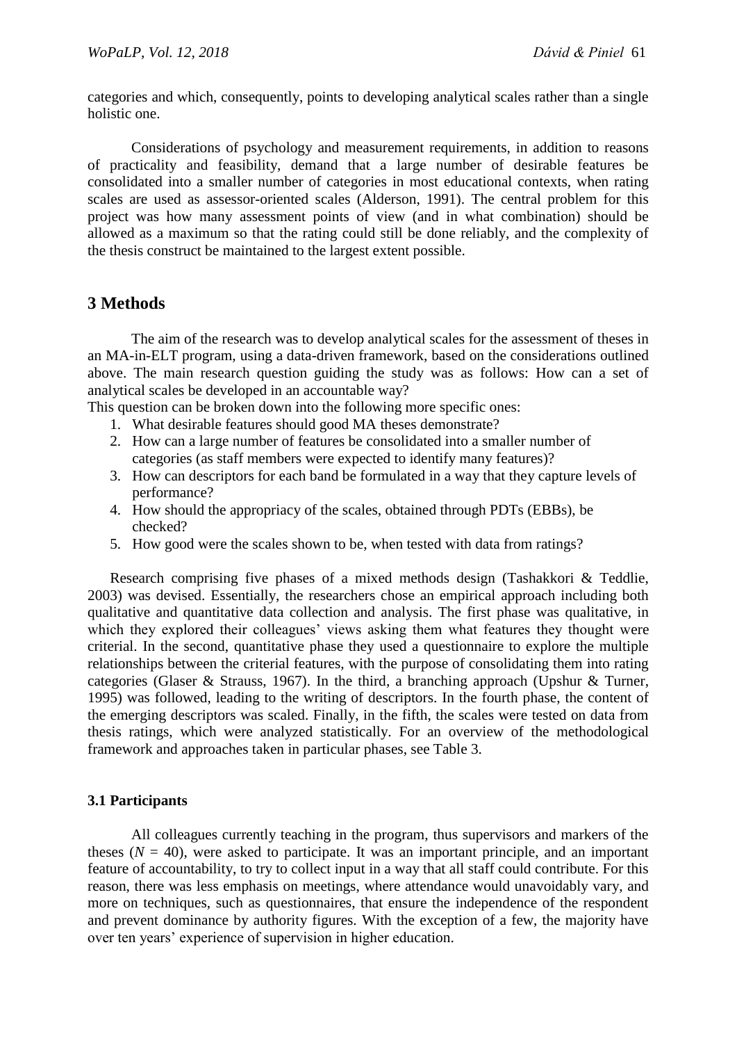categories and which, consequently, points to developing analytical scales rather than a single holistic one.

Considerations of psychology and measurement requirements, in addition to reasons of practicality and feasibility, demand that a large number of desirable features be consolidated into a smaller number of categories in most educational contexts, when rating scales are used as assessor-oriented scales (Alderson, 1991). The central problem for this project was how many assessment points of view (and in what combination) should be allowed as a maximum so that the rating could still be done reliably, and the complexity of the thesis construct be maintained to the largest extent possible.

## 3 Methods

The aim of the research was to develop analytical scales for the assessment of theses in an MA-in-ELT program, using a data-driven framework, based on the considerations outlined above. The main research question guiding the study was as follows: How can a set of analytical scales be developed in an accountable way?

This question can be broken down into the following more specific ones:

1. What desirable features should good MA theses demonstrate?
2. How can a large number of features be consolidated into a smaller number of categories (as staff members were expected to identify many features)?
3. How can descriptors for each band be formulated in a way that they capture levels of performance?
4. How should the appropriacy of the scales, obtained through PDTs (EBBs), be checked?
5. How good were the scales shown to be, when tested with data from ratings?

Research comprising five phases of a mixed methods design (Tashakkori & Teddlie, 2003) was devised. Essentially, the researchers chose an empirical approach including both qualitative and quantitative data collection and analysis. The first phase was qualitative, in which they explored their colleagues' views asking them what features they thought were criterial. In the second, quantitative phase they used a questionnaire to explore the multiple relationships between the criterial features, with the purpose of consolidating them into rating categories (Glaser & Strauss, 1967). In the third, a branching approach (Upshur & Turner, 1995) was followed, leading to the writing of descriptors. In the fourth phase, the content of the emerging descriptors was scaled. Finally, in the fifth, the scales were tested on data from thesis ratings, which were analyzed statistically. For an overview of the methodological framework and approaches taken in particular phases, see Table 3.

### 3.1 Participants

All colleagues currently teaching in the program, thus supervisors and markers of the theses ($N = 40$), were asked to participate. It was an important principle, and an important feature of accountability, to try to collect input in a way that all staff could contribute. For this reason, there was less emphasis on meetings, where attendance would unavoidably vary, and more on techniques, such as questionnaires, that ensure the independence of the respondent and prevent dominance by authority figures. With the exception of a few, the majority have over ten years' experience of supervision in higher education.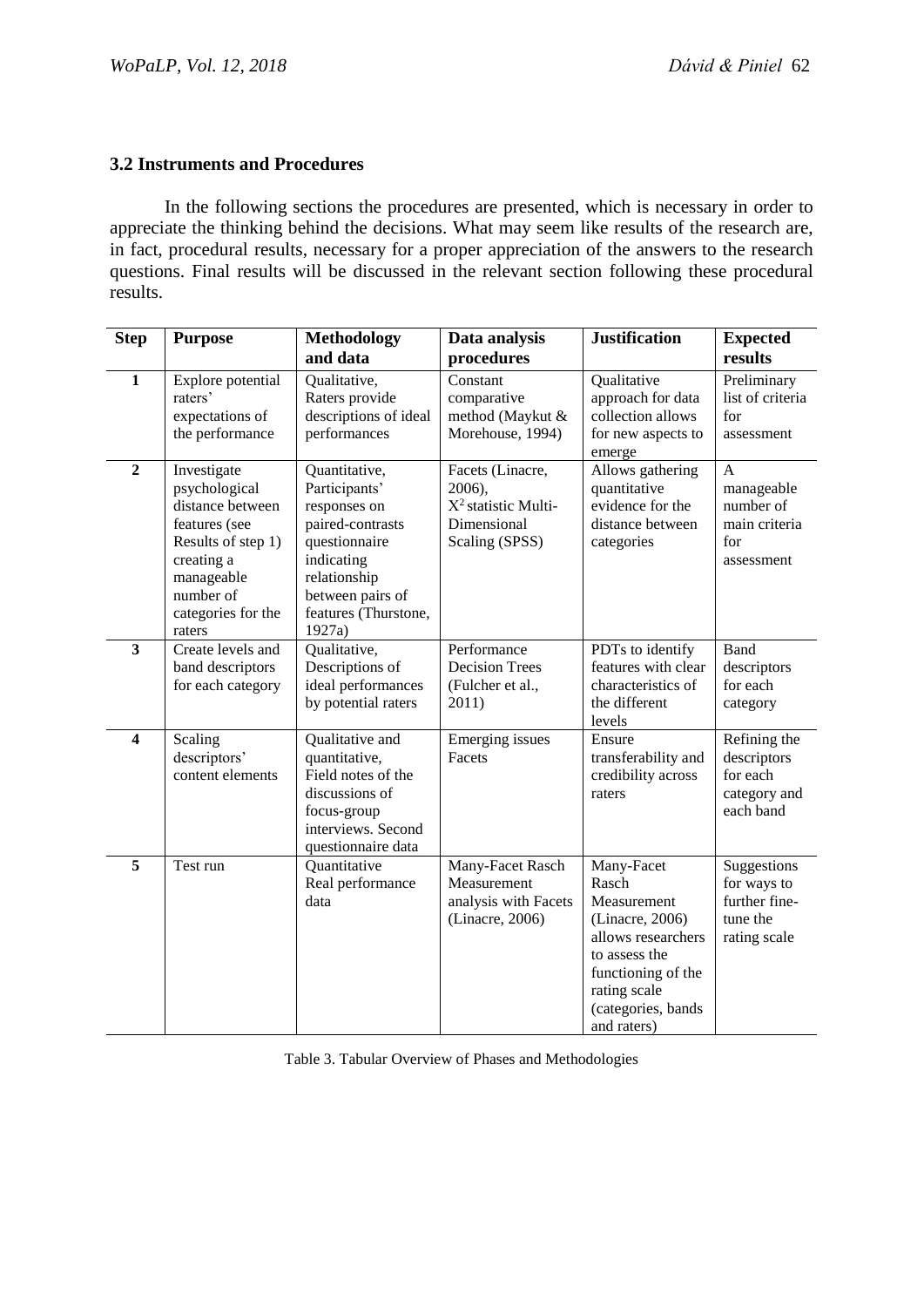### 3.2 Instruments and Procedures

In the following sections the procedures are presented, which is necessary in order to appreciate the thinking behind the decisions. What may seem like results of the research are, in fact, procedural results, necessary for a proper appreciation of the answers to the research questions. Final results will be discussed in the relevant section following these procedural results.

| Step | Purpose | Methodology and data | Data analysis procedures | Justification | Expected results |
|---|---|---|---|---|---|
| **1** | Explore potential raters' expectations of the performance | Qualitative, Raters provide descriptions of ideal performances | Constant comparative method (Maykut & Morehouse, 1994) | Qualitative approach for data collection allows for new aspects to emerge | Preliminary list of criteria for assessment |
| **2** | Investigate psychological distance between features (see Results of step 1) creating a manageable number of categories for the raters | Quantitative, Participants' responses on paired-contrasts questionnaire indicating relationship between pairs of features (Thurstone, 1927a) | Facets (Linacre, 2006), $X^2$ statistic Multi-Dimensional Scaling (SPSS) | Allows gathering quantitative evidence for the distance between categories | A manageable number of main criteria for assessment |
| **3** | Create levels and band descriptors for each category | Qualitative, Descriptions of ideal performances by potential raters | Performance Decision Trees (Fulcher et al., 2011) | PDTs to identify features with clear characteristics of the different levels | Band descriptors for each category |
| **4** | Scaling descriptors' content elements | Qualitative and quantitative, Field notes of the discussions of focus-group interviews. Second questionnaire data | Emerging issues Facets | Ensure transferability and credibility across raters | Refining the descriptors for each category and each band |
| **5** | Test run | Quantitative Real performance data | Many-Facet Rasch Measurement analysis with Facets (Linacre, 2006) | Many-Facet Rasch Measurement (Linacre, 2006) allows researchers to assess the functioning of the rating scale (categories, bands and raters) | Suggestions for ways to further fine-tune the rating scale |

Table 3. Tabular Overview of Phases and Methodologies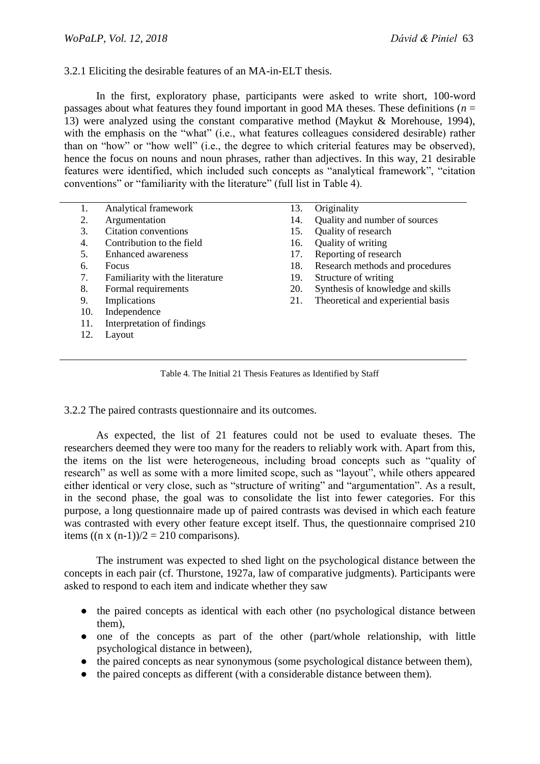### 3.2.1 Eliciting the desirable features of an MA-in-ELT thesis.

In the first, exploratory phase, participants were asked to write short, 100-word passages about what features they found important in good MA theses. These definitions (*n* = 13) were analyzed using the constant comparative method (Maykut & Morehouse, 1994), with the emphasis on the "what" (i.e., what features colleagues considered desirable) rather than on "how" or "how well" (i.e., the degree to which criterial features may be observed), hence the focus on nouns and noun phrases, rather than adjectives. In this way, 21 desirable features were identified, which included such concepts as "analytical framework", "citation conventions" or "familiarity with the literature" (full list in Table 4).

| | | | |
|---|---|---|---|
| 1. | Analytical framework | 13. | Originality |
| 2. | Argumentation | 14. | Quality and number of sources |
| 3. | Citation conventions | 15. | Quality of research |
| 4. | Contribution to the field | 16. | Quality of writing |
| 5. | Enhanced awareness | 17. | Reporting of research |
| 6. | Focus | 18. | Research methods and procedures |
| 7. | Familiarity with the literature | 19. | Structure of writing |
| 8. | Formal requirements | 20. | Synthesis of knowledge and skills |
| 9. | Implications | 21. | Theoretical and experiential basis |
| 10. | Independence | | |
| 11. | Interpretation of findings | | |
| 12. | Layout | | |

Table 4. The Initial 21 Thesis Features as Identified by Staff

### 3.2.2 The paired contrasts questionnaire and its outcomes.

As expected, the list of 21 features could not be used to evaluate theses. The researchers deemed they were too many for the readers to reliably work with. Apart from this, the items on the list were heterogeneous, including broad concepts such as "quality of research" as well as some with a more limited scope, such as "layout", while others appeared either identical or very close, such as "structure of writing" and "argumentation". As a result, in the second phase, the goal was to consolidate the list into fewer categories. For this purpose, a long questionnaire made up of paired contrasts was devised in which each feature was contrasted with every other feature except itself. Thus, the questionnaire comprised 210 items ($(n \times (n-1))/2 = 210$ comparisons).

The instrument was expected to shed light on the psychological distance between the concepts in each pair (cf. Thurstone, 1927a, law of comparative judgments). Participants were asked to respond to each item and indicate whether they saw

- the paired concepts as identical with each other (no psychological distance between them),
- one of the concepts as part of the other (part/whole relationship, with little psychological distance in between),
- the paired concepts as near synonymous (some psychological distance between them),
- the paired concepts as different (with a considerable distance between them).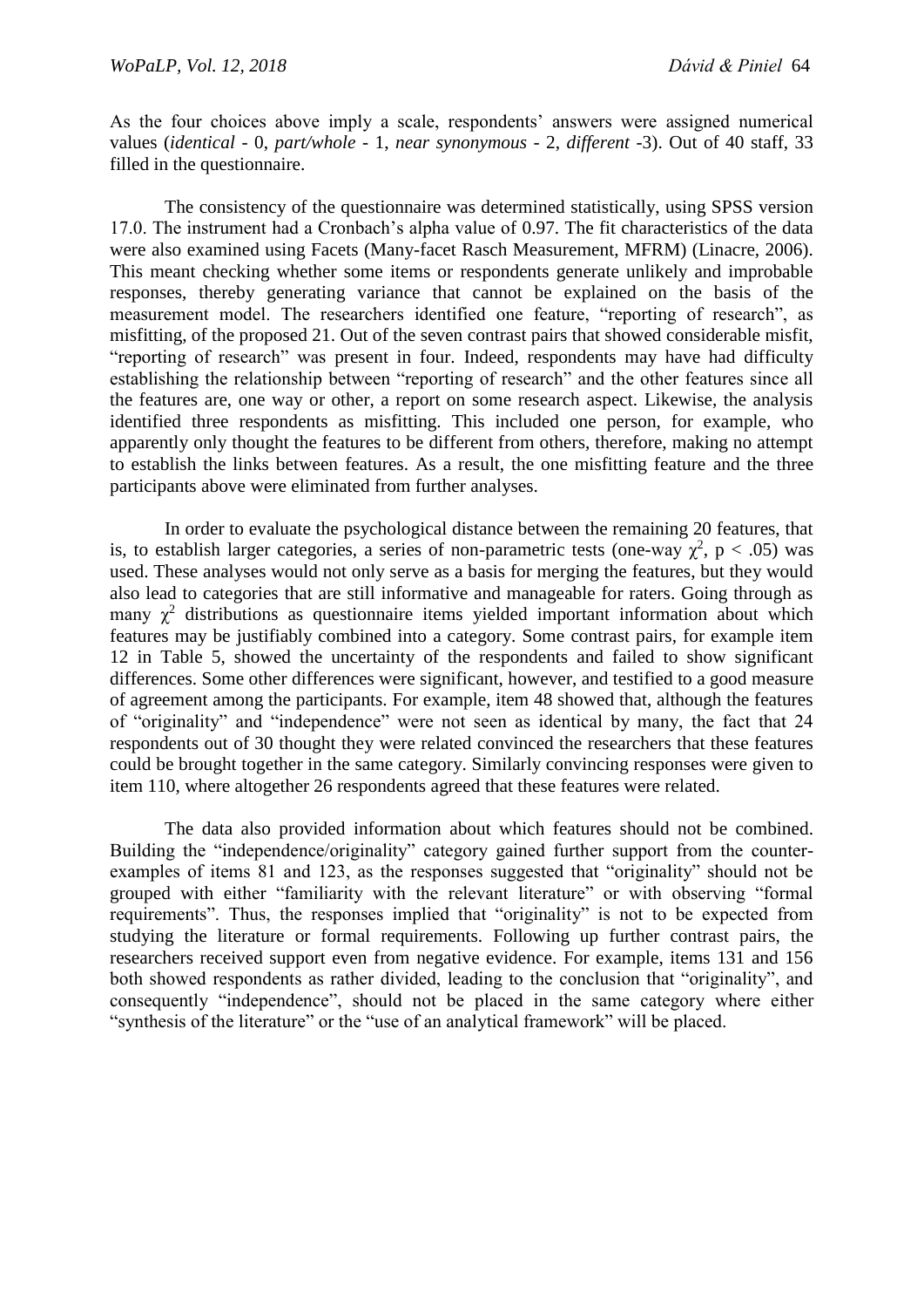As the four choices above imply a scale, respondents' answers were assigned numerical values (*identical* - 0, *part/whole* - 1, *near synonymous* - 2, *different* -3). Out of 40 staff, 33 filled in the questionnaire.

The consistency of the questionnaire was determined statistically, using SPSS version 17.0. The instrument had a Cronbach's alpha value of 0.97. The fit characteristics of the data were also examined using Facets (Many-facet Rasch Measurement, MFRM) (Linacre, 2006). This meant checking whether some items or respondents generate unlikely and improbable responses, thereby generating variance that cannot be explained on the basis of the measurement model. The researchers identified one feature, "reporting of research", as misfitting, of the proposed 21. Out of the seven contrast pairs that showed considerable misfit, "reporting of research" was present in four. Indeed, respondents may have had difficulty establishing the relationship between "reporting of research" and the other features since all the features are, one way or other, a report on some research aspect. Likewise, the analysis identified three respondents as misfitting. This included one person, for example, who apparently only thought the features to be different from others, therefore, making no attempt to establish the links between features. As a result, the one misfitting feature and the three participants above were eliminated from further analyses.

In order to evaluate the psychological distance between the remaining 20 features, that is, to establish larger categories, a series of non-parametric tests (one-way $\chi^2$, $p < .05$) was used. These analyses would not only serve as a basis for merging the features, but they would also lead to categories that are still informative and manageable for raters. Going through as many $\chi^2$ distributions as questionnaire items yielded important information about which features may be justifiably combined into a category. Some contrast pairs, for example item 12 in Table 5, showed the uncertainty of the respondents and failed to show significant differences. Some other differences were significant, however, and testified to a good measure of agreement among the participants. For example, item 48 showed that, although the features of "originality" and "independence" were not seen as identical by many, the fact that 24 respondents out of 30 thought they were related convinced the researchers that these features could be brought together in the same category. Similarly convincing responses were given to item 110, where altogether 26 respondents agreed that these features were related.

The data also provided information about which features should not be combined. Building the "independence/originality" category gained further support from the counter-examples of items 81 and 123, as the responses suggested that "originality" should not be grouped with either "familiarity with the relevant literature" or with observing "formal requirements". Thus, the responses implied that "originality" is not to be expected from studying the literature or formal requirements. Following up further contrast pairs, the researchers received support even from negative evidence. For example, items 131 and 156 both showed respondents as rather divided, leading to the conclusion that "originality", and consequently "independence", should not be placed in the same category where either "synthesis of the literature" or the "use of an analytical framework" will be placed.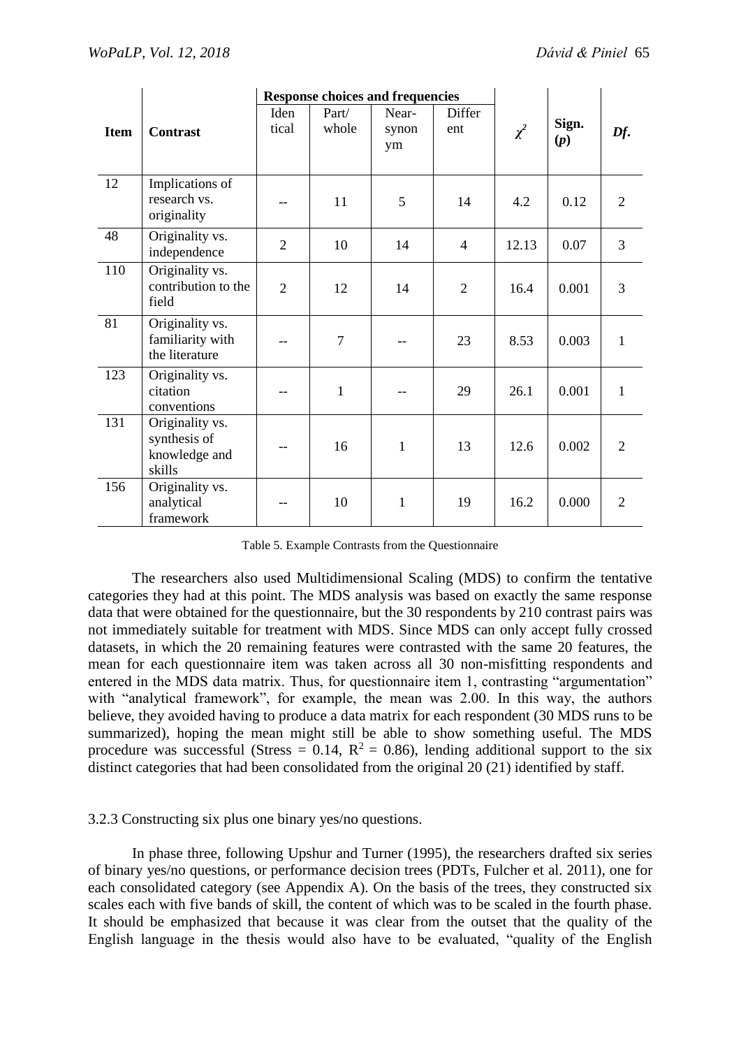| Item | Contrast | Response choices and frequencies | | | | $\chi^2$ | Sign. (*p*) | *Df*. |
|---|---|---|---|---|---|---|---|---|
| | | Identical | Part/whole | Near-synonym | Different | | | |
| 12 | Implications of research vs. originality | -- | 11 | 5 | 14 | 4.2 | 0.12 | 2 |
| 48 | Originality vs. independence | 2 | 10 | 14 | 4 | 12.13 | 0.07 | 3 |
| 110 | Originality vs. contribution to the field | 2 | 12 | 14 | 2 | 16.4 | 0.001 | 3 |
| 81 | Originality vs. familiarity with the literature | -- | 7 | -- | 23 | 8.53 | 0.003 | 1 |
| 123 | Originality vs. citation conventions | -- | 1 | -- | 29 | 26.1 | 0.001 | 1 |
| 131 | Originality vs. synthesis of knowledge and skills | -- | 16 | 1 | 13 | 12.6 | 0.002 | 2 |
| 156 | Originality vs. analytical framework | -- | 10 | 1 | 19 | 16.2 | 0.000 | 2 |

Table 5. Example Contrasts from the Questionnaire

The researchers also used Multidimensional Scaling (MDS) to confirm the tentative categories they had at this point. The MDS analysis was based on exactly the same response data that were obtained for the questionnaire, but the 30 respondents by 210 contrast pairs was not immediately suitable for treatment with MDS. Since MDS can only accept fully crossed datasets, in which the 20 remaining features were contrasted with the same 20 features, the mean for each questionnaire item was taken across all 30 non-misfitting respondents and entered in the MDS data matrix. Thus, for questionnaire item 1, contrasting "argumentation" with "analytical framework", for example, the mean was 2.00. In this way, the authors believe, they avoided having to produce a data matrix for each respondent (30 MDS runs to be summarized), hoping the mean might still be able to show something useful. The MDS procedure was successful (Stress = 0.14, $R^2$ = 0.86), lending additional support to the six distinct categories that had been consolidated from the original 20 (21) identified by staff.

### 3.2.3 Constructing six plus one binary yes/no questions.

In phase three, following Upshur and Turner (1995), the researchers drafted six series of binary yes/no questions, or performance decision trees (PDTs, Fulcher et al. 2011), one for each consolidated category (see Appendix A). On the basis of the trees, they constructed six scales each with five bands of skill, the content of which was to be scaled in the fourth phase. It should be emphasized that because it was clear from the outset that the quality of the English language in the thesis would also have to be evaluated, "quality of the English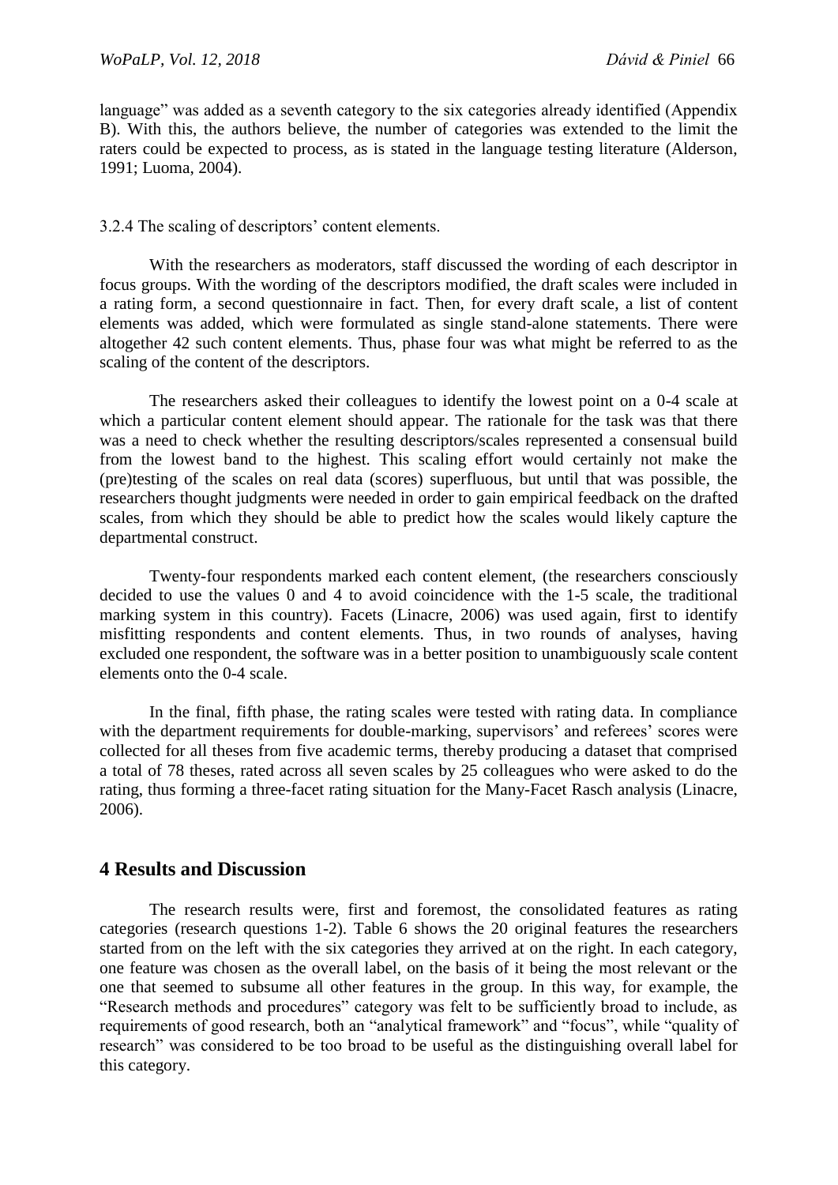language" was added as a seventh category to the six categories already identified (Appendix B). With this, the authors believe, the number of categories was extended to the limit the raters could be expected to process, as is stated in the language testing literature (Alderson, 1991; Luoma, 2004).

### 3.2.4 The scaling of descriptors' content elements.

With the researchers as moderators, staff discussed the wording of each descriptor in focus groups. With the wording of the descriptors modified, the draft scales were included in a rating form, a second questionnaire in fact. Then, for every draft scale, a list of content elements was added, which were formulated as single stand-alone statements. There were altogether 42 such content elements. Thus, phase four was what might be referred to as the scaling of the content of the descriptors.

The researchers asked their colleagues to identify the lowest point on a 0-4 scale at which a particular content element should appear. The rationale for the task was that there was a need to check whether the resulting descriptors/scales represented a consensual build from the lowest band to the highest. This scaling effort would certainly not make the (pre)testing of the scales on real data (scores) superfluous, but until that was possible, the researchers thought judgments were needed in order to gain empirical feedback on the drafted scales, from which they should be able to predict how the scales would likely capture the departmental construct.

Twenty-four respondents marked each content element, (the researchers consciously decided to use the values 0 and 4 to avoid coincidence with the 1-5 scale, the traditional marking system in this country). Facets (Linacre, 2006) was used again, first to identify misfitting respondents and content elements. Thus, in two rounds of analyses, having excluded one respondent, the software was in a better position to unambiguously scale content elements onto the 0-4 scale.

In the final, fifth phase, the rating scales were tested with rating data. In compliance with the department requirements for double-marking, supervisors' and referees' scores were collected for all theses from five academic terms, thereby producing a dataset that comprised a total of 78 theses, rated across all seven scales by 25 colleagues who were asked to do the rating, thus forming a three-facet rating situation for the Many-Facet Rasch analysis (Linacre, 2006).

## 4 Results and Discussion

The research results were, first and foremost, the consolidated features as rating categories (research questions 1-2). Table 6 shows the 20 original features the researchers started from on the left with the six categories they arrived at on the right. In each category, one feature was chosen as the overall label, on the basis of it being the most relevant or the one that seemed to subsume all other features in the group. In this way, for example, the "Research methods and procedures" category was felt to be sufficiently broad to include, as requirements of good research, both an "analytical framework" and "focus", while "quality of research" was considered to be too broad to be useful as the distinguishing overall label for this category.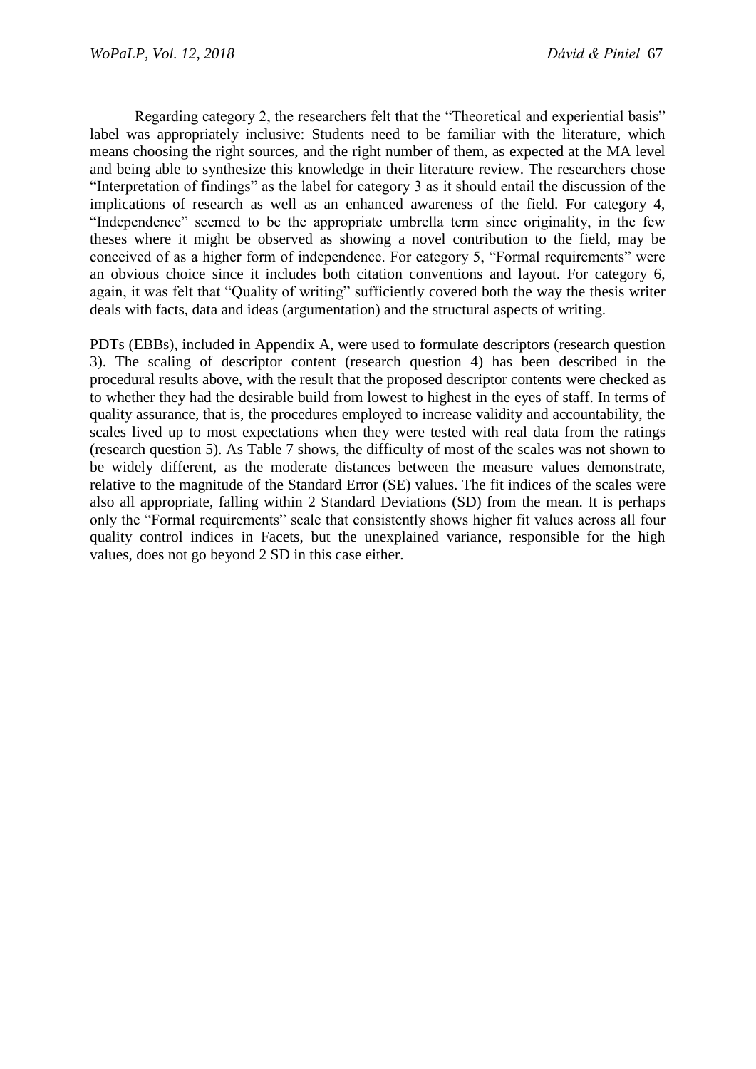Regarding category 2, the researchers felt that the "Theoretical and experiential basis" label was appropriately inclusive: Students need to be familiar with the literature, which means choosing the right sources, and the right number of them, as expected at the MA level and being able to synthesize this knowledge in their literature review. The researchers chose "Interpretation of findings" as the label for category 3 as it should entail the discussion of the implications of research as well as an enhanced awareness of the field. For category 4, "Independence" seemed to be the appropriate umbrella term since originality, in the few theses where it might be observed as showing a novel contribution to the field, may be conceived of as a higher form of independence. For category 5, "Formal requirements" were an obvious choice since it includes both citation conventions and layout. For category 6, again, it was felt that "Quality of writing" sufficiently covered both the way the thesis writer deals with facts, data and ideas (argumentation) and the structural aspects of writing.

PDTs (EBBs), included in Appendix A, were used to formulate descriptors (research question 3). The scaling of descriptor content (research question 4) has been described in the procedural results above, with the result that the proposed descriptor contents were checked as to whether they had the desirable build from lowest to highest in the eyes of staff. In terms of quality assurance, that is, the procedures employed to increase validity and accountability, the scales lived up to most expectations when they were tested with real data from the ratings (research question 5). As Table 7 shows, the difficulty of most of the scales was not shown to be widely different, as the moderate distances between the measure values demonstrate, relative to the magnitude of the Standard Error (SE) values. The fit indices of the scales were also all appropriate, falling within 2 Standard Deviations (SD) from the mean. It is perhaps only the "Formal requirements" scale that consistently shows higher fit values across all four quality control indices in Facets, but the unexplained variance, responsible for the high values, does not go beyond 2 SD in this case either.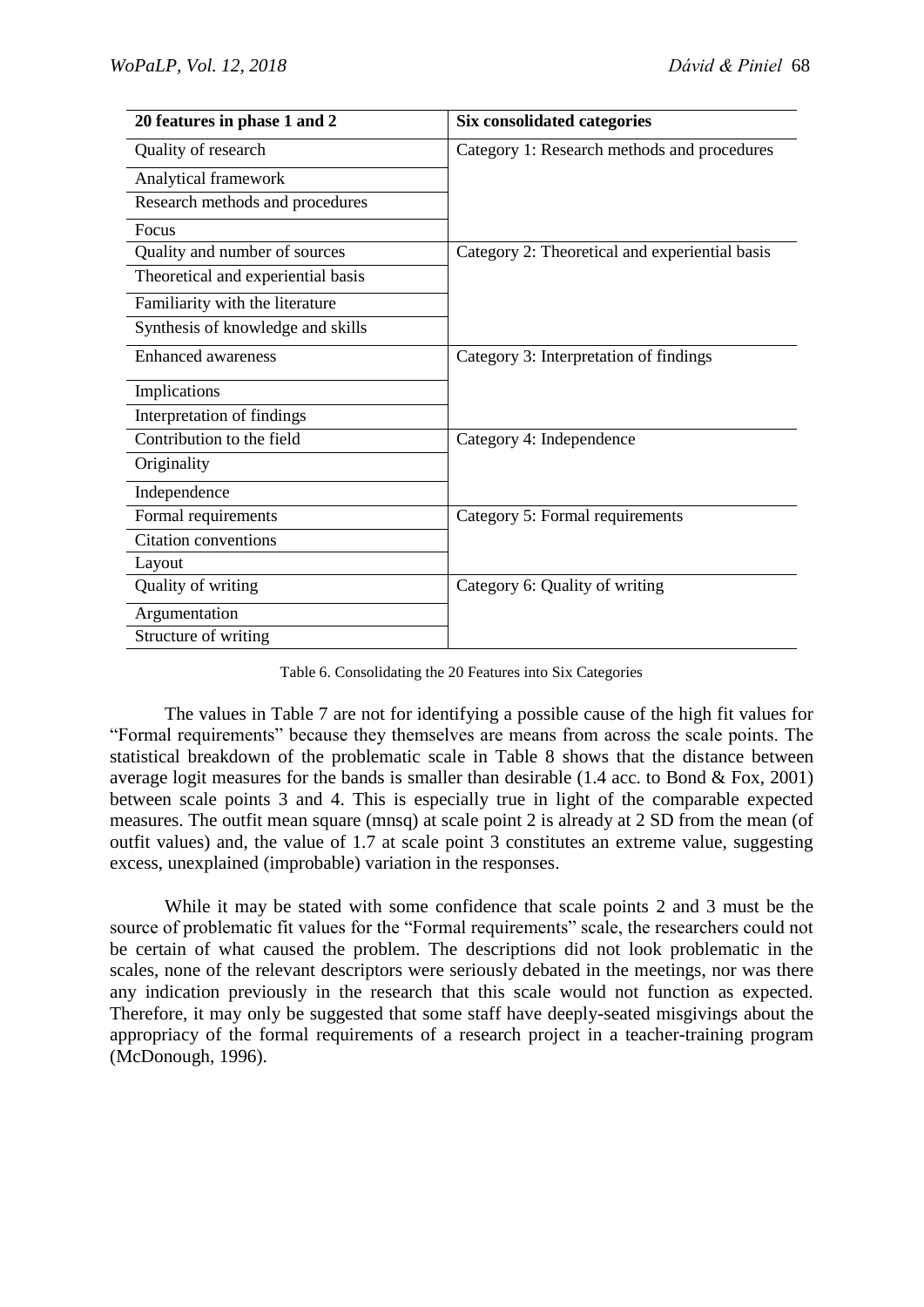| 20 features in phase 1 and 2 | Six consolidated categories |
|---|---|
| Quality of research | Category 1: Research methods and procedures |
| Analytical framework | |
| Research methods and procedures | |
| Focus | |
| Quality and number of sources | Category 2: Theoretical and experiential basis |
| Theoretical and experiential basis | |
| Familiarity with the literature | |
| Synthesis of knowledge and skills | |
| Enhanced awareness | Category 3: Interpretation of findings |
| Implications | |
| Interpretation of findings | |
| Contribution to the field | Category 4: Independence |
| Originality | |
| Independence | |
| Formal requirements | Category 5: Formal requirements |
| Citation conventions | |
| Layout | |
| Quality of writing | Category 6: Quality of writing |
| Argumentation | |
| Structure of writing | |

Table 6. Consolidating the 20 Features into Six Categories

The values in Table 7 are not for identifying a possible cause of the high fit values for "Formal requirements" because they themselves are means from across the scale points. The statistical breakdown of the problematic scale in Table 8 shows that the distance between average logit measures for the bands is smaller than desirable (1.4 acc. to Bond & Fox, 2001) between scale points 3 and 4. This is especially true in light of the comparable expected measures. The outfit mean square (mnsq) at scale point 2 is already at 2 SD from the mean (of outfit values) and, the value of 1.7 at scale point 3 constitutes an extreme value, suggesting excess, unexplained (improbable) variation in the responses.

While it may be stated with some confidence that scale points 2 and 3 must be the source of problematic fit values for the "Formal requirements" scale, the researchers could not be certain of what caused the problem. The descriptions did not look problematic in the scales, none of the relevant descriptors were seriously debated in the meetings, nor was there any indication previously in the research that this scale would not function as expected. Therefore, it may only be suggested that some staff have deeply-seated misgivings about the appropriacy of the formal requirements of a research project in a teacher-training program (McDonough, 1996).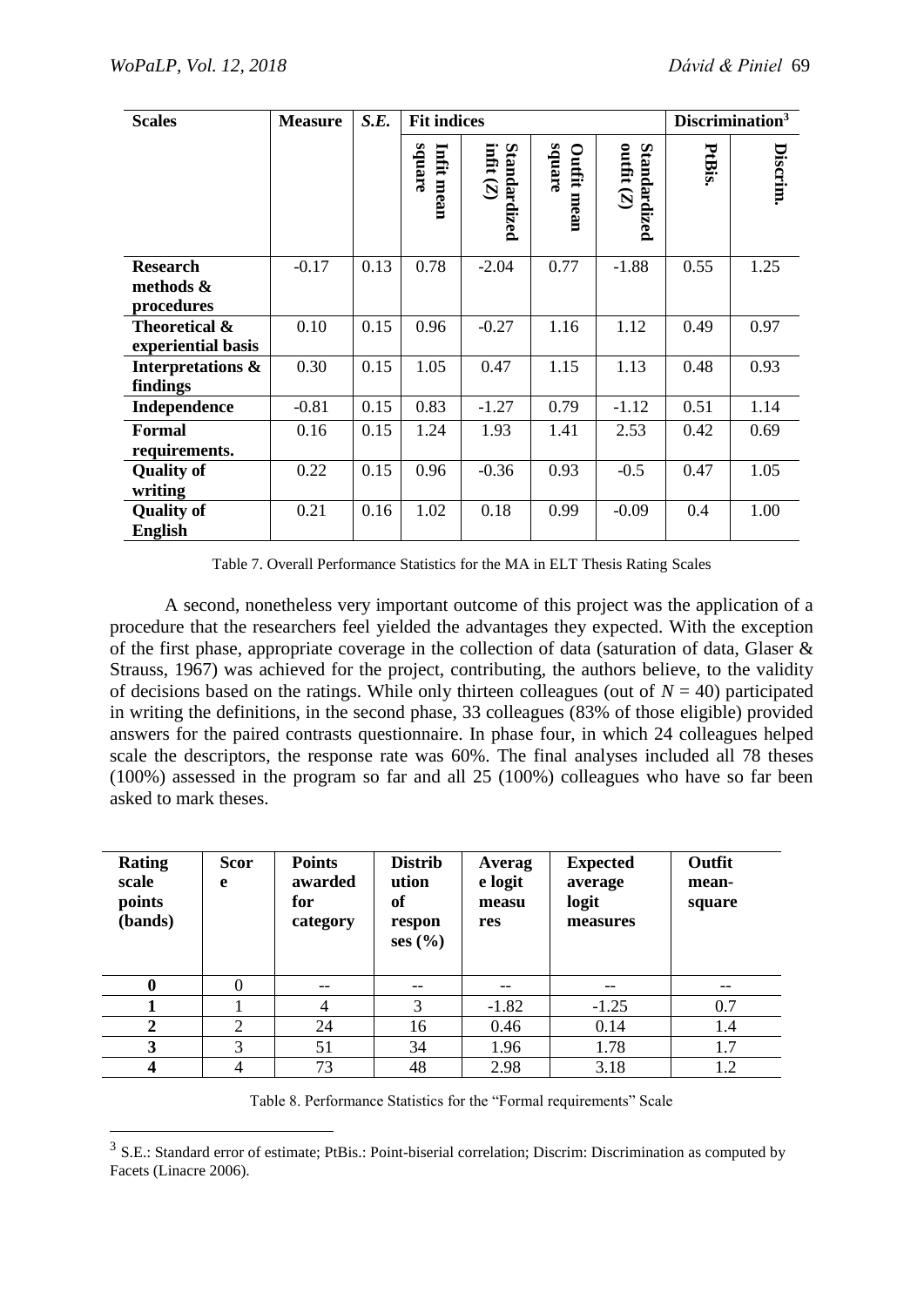| **Scales** | **Measure** | ***S.E.*** | **Fit indices** | | | | **Discrimination**[3] | |
|---|---|---|---|---|---|---|---|---|
| | | | **Infit mean square** | **Standardized infit (Z)** | **Outfit mean square** | **Standardized outfit (Z)** | **PtBis.** | **Discrim.** |
| **Research methods & procedures** | -0.17 | 0.13 | 0.78 | -2.04 | 0.77 | -1.88 | 0.55 | 1.25 |
| **Theoretical & experiential basis** | 0.10 | 0.15 | 0.96 | -0.27 | 1.16 | 1.12 | 0.49 | 0.97 |
| **Interpretations & findings** | 0.30 | 0.15 | 1.05 | 0.47 | 1.15 | 1.13 | 0.48 | 0.93 |
| **Independence** | -0.81 | 0.15 | 0.83 | -1.27 | 0.79 | -1.12 | 0.51 | 1.14 |
| **Formal requirements.** | 0.16 | 0.15 | 1.24 | 1.93 | 1.41 | 2.53 | 0.42 | 0.69 |
| **Quality of writing** | 0.22 | 0.15 | 0.96 | -0.36 | 0.93 | -0.5 | 0.47 | 1.05 |
| **Quality of English** | 0.21 | 0.16 | 1.02 | 0.18 | 0.99 | -0.09 | 0.4 | 1.00 |

Table 7. Overall Performance Statistics for the MA in ELT Thesis Rating Scales

A second, nonetheless very important outcome of this project was the application of a procedure that the researchers feel yielded the advantages they expected. With the exception of the first phase, appropriate coverage in the collection of data (saturation of data, Glaser & Strauss, 1967) was achieved for the project, contributing, the authors believe, to the validity of decisions based on the ratings. While only thirteen colleagues (out of $N = 40$) participated in writing the definitions, in the second phase, 33 colleagues (83% of those eligible) provided answers for the paired contrasts questionnaire. In phase four, in which 24 colleagues helped scale the descriptors, the response rate was 60%. The final analyses included all 78 theses (100%) assessed in the program so far and all 25 (100%) colleagues who have so far been asked to mark theses.

| **Rating scale points (bands)** | **Score** | **Points awarded for category** | **Distribution of responses (%)** | **Average logit measures** | **Expected average logit measures** | **Outfit mean-square** |
|---|---|---|---|---|---|---|
| **0** | 0 | -- | -- | -- | -- | -- |
| **1** | 1 | 4 | 3 | -1.82 | -1.25 | 0.7 |
| **2** | 2 | 24 | 16 | 0.46 | 0.14 | 1.4 |
| **3** | 3 | 51 | 34 | 1.96 | 1.78 | 1.7 |
| **4** | 4 | 73 | 48 | 2.98 | 3.18 | 1.2 |

Table 8. Performance Statistics for the "Formal requirements" Scale

[3] S.E.: Standard error of estimate; PtBis.: Point-biserial correlation; Discrim: Discrimination as computed by Facets (Linacre 2006).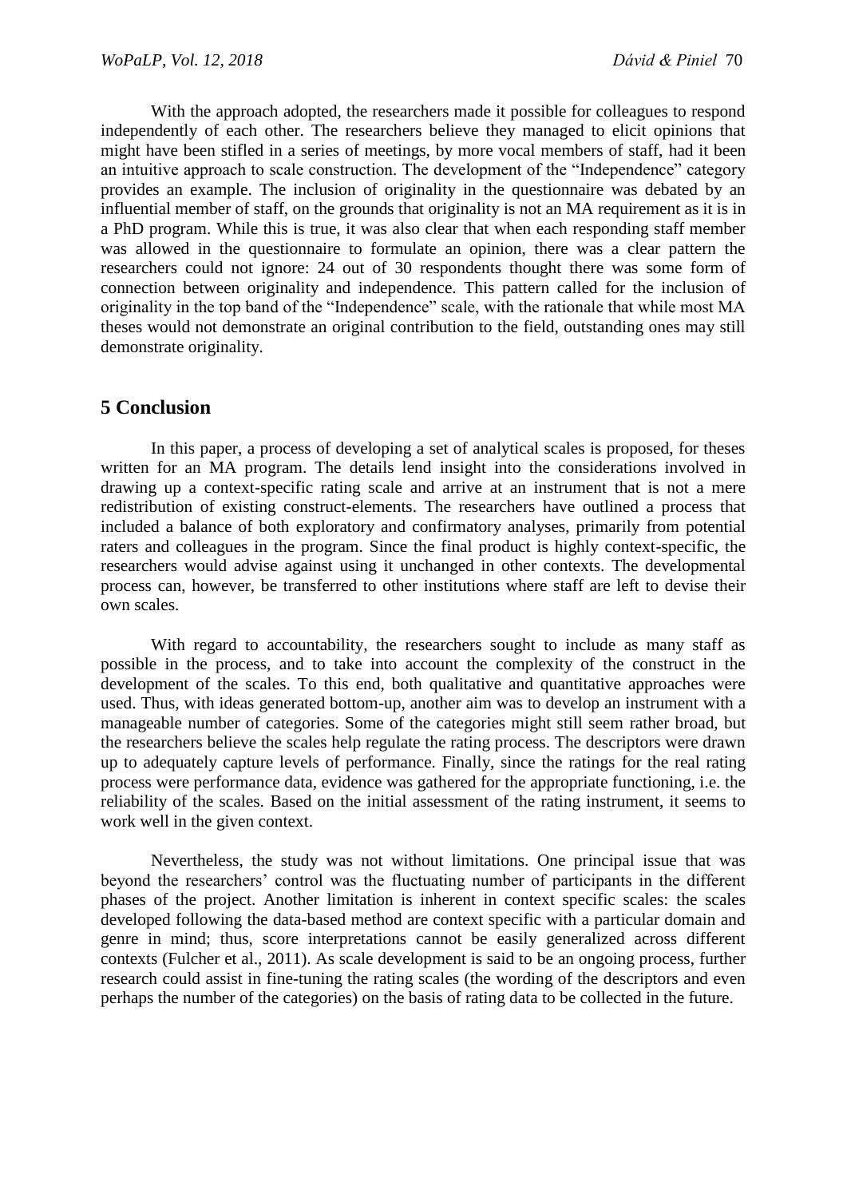With the approach adopted, the researchers made it possible for colleagues to respond independently of each other. The researchers believe they managed to elicit opinions that might have been stifled in a series of meetings, by more vocal members of staff, had it been an intuitive approach to scale construction. The development of the "Independence" category provides an example. The inclusion of originality in the questionnaire was debated by an influential member of staff, on the grounds that originality is not an MA requirement as it is in a PhD program. While this is true, it was also clear that when each responding staff member was allowed in the questionnaire to formulate an opinion, there was a clear pattern the researchers could not ignore: 24 out of 30 respondents thought there was some form of connection between originality and independence. This pattern called for the inclusion of originality in the top band of the "Independence" scale, with the rationale that while most MA theses would not demonstrate an original contribution to the field, outstanding ones may still demonstrate originality.

## 5 Conclusion

In this paper, a process of developing a set of analytical scales is proposed, for theses written for an MA program. The details lend insight into the considerations involved in drawing up a context-specific rating scale and arrive at an instrument that is not a mere redistribution of existing construct-elements. The researchers have outlined a process that included a balance of both exploratory and confirmatory analyses, primarily from potential raters and colleagues in the program. Since the final product is highly context-specific, the researchers would advise against using it unchanged in other contexts. The developmental process can, however, be transferred to other institutions where staff are left to devise their own scales.

With regard to accountability, the researchers sought to include as many staff as possible in the process, and to take into account the complexity of the construct in the development of the scales. To this end, both qualitative and quantitative approaches were used. Thus, with ideas generated bottom-up, another aim was to develop an instrument with a manageable number of categories. Some of the categories might still seem rather broad, but the researchers believe the scales help regulate the rating process. The descriptors were drawn up to adequately capture levels of performance. Finally, since the ratings for the real rating process were performance data, evidence was gathered for the appropriate functioning, i.e. the reliability of the scales. Based on the initial assessment of the rating instrument, it seems to work well in the given context.

Nevertheless, the study was not without limitations. One principal issue that was beyond the researchers' control was the fluctuating number of participants in the different phases of the project. Another limitation is inherent in context specific scales: the scales developed following the data-based method are context specific with a particular domain and genre in mind; thus, score interpretations cannot be easily generalized across different contexts (Fulcher et al., 2011). As scale development is said to be an ongoing process, further research could assist in fine-tuning the rating scales (the wording of the descriptors and even perhaps the number of the categories) on the basis of rating data to be collected in the future.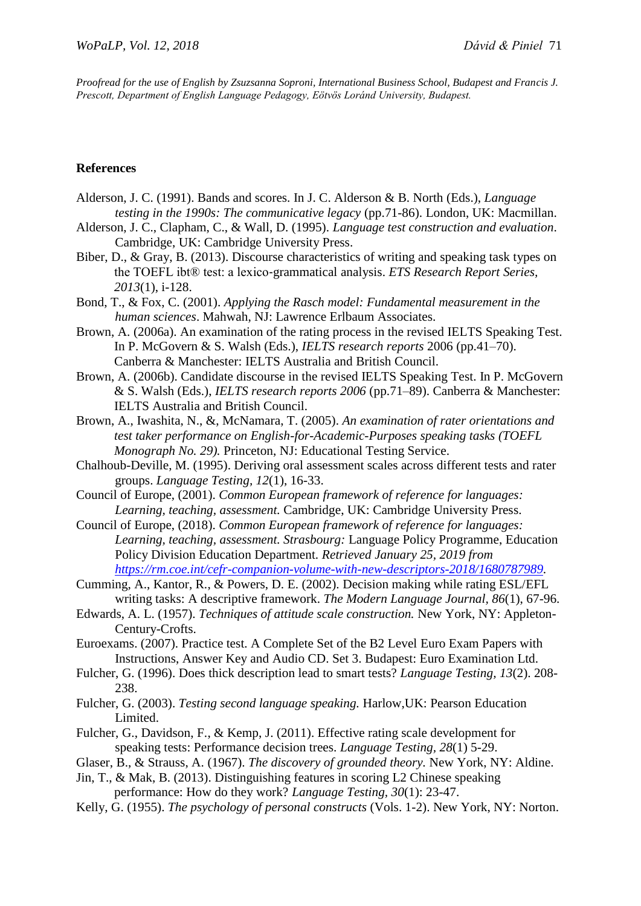*Proofread for the use of English by Zsuzsanna Soproni, International Business School, Budapest and Francis J. Prescott, Department of English Language Pedagogy, Eötvös Loránd University, Budapest.*

**References**

Alderson, J. C. (1991). Bands and scores. In J. C. Alderson & B. North (Eds.), *Language testing in the 1990s: The communicative legacy* (pp.71-86). London, UK: Macmillan.

Alderson, J. C., Clapham, C., & Wall, D. (1995). *Language test construction and evaluation*. Cambridge, UK: Cambridge University Press.

Biber, D., & Gray, B. (2013). Discourse characteristics of writing and speaking task types on the TOEFL ibt® test: a lexico-grammatical analysis. *ETS Research Report Series, 2013*(1), i-128.

Bond, T., & Fox, C. (2001). *Applying the Rasch model: Fundamental measurement in the human sciences*. Mahwah, NJ: Lawrence Erlbaum Associates.

Brown, A. (2006a). An examination of the rating process in the revised IELTS Speaking Test. In P. McGovern & S. Walsh (Eds.), *IELTS research reports* 2006 (pp.41–70). Canberra & Manchester: IELTS Australia and British Council.

Brown, A. (2006b). Candidate discourse in the revised IELTS Speaking Test. In P. McGovern & S. Walsh (Eds.), *IELTS research reports 2006* (pp.71–89). Canberra & Manchester: IELTS Australia and British Council.

Brown, A., Iwashita, N., &, McNamara, T. (2005). *An examination of rater orientations and test taker performance on English-for-Academic-Purposes speaking tasks (TOEFL Monograph No. 29).* Princeton, NJ: Educational Testing Service.

Chalhoub-Deville, M. (1995). Deriving oral assessment scales across different tests and rater groups. *Language Testing, 12*(1), 16-33.

Council of Europe, (2001). *Common European framework of reference for languages: Learning, teaching, assessment.* Cambridge, UK: Cambridge University Press.

Council of Europe, (2018). *Common European framework of reference for languages: Learning, teaching, assessment. Strasbourg:* Language Policy Programme, Education Policy Division Education Department. *Retrieved January 25, 2019 from [https://rm.coe.int/cefr-companion-volume-with-new-descriptors-2018/1680787989](https://rm.coe.int/cefr-companion-volume-with-new-descriptors-2018/1680787989).*

Cumming, A., Kantor, R., & Powers, D. E. (2002). Decision making while rating ESL/EFL writing tasks: A descriptive framework. *The Modern Language Journal, 86*(1), 67-96.

Edwards, A. L. (1957). *Techniques of attitude scale construction.* New York, NY: Appleton-Century-Crofts.

Euroexams. (2007). Practice test. A Complete Set of the B2 Level Euro Exam Papers with Instructions, Answer Key and Audio CD. Set 3. Budapest: Euro Examination Ltd.

Fulcher, G. (1996). Does thick description lead to smart tests? *Language Testing, 13*(2). 208-238.

Fulcher, G. (2003). *Testing second language speaking.* Harlow,UK: Pearson Education Limited.

Fulcher, G., Davidson, F., & Kemp, J. (2011). Effective rating scale development for speaking tests: Performance decision trees. *Language Testing*, *28*(1) 5-29.

Glaser, B., & Strauss, A. (1967). *The discovery of grounded theory.* New York, NY: Aldine.

Jin, T., & Mak, B. (2013). Distinguishing features in scoring L2 Chinese speaking performance: How do they work? *Language Testing, 30*(1): 23-47.

Kelly, G. (1955). *The psychology of personal constructs* (Vols. 1-2). New York, NY: Norton.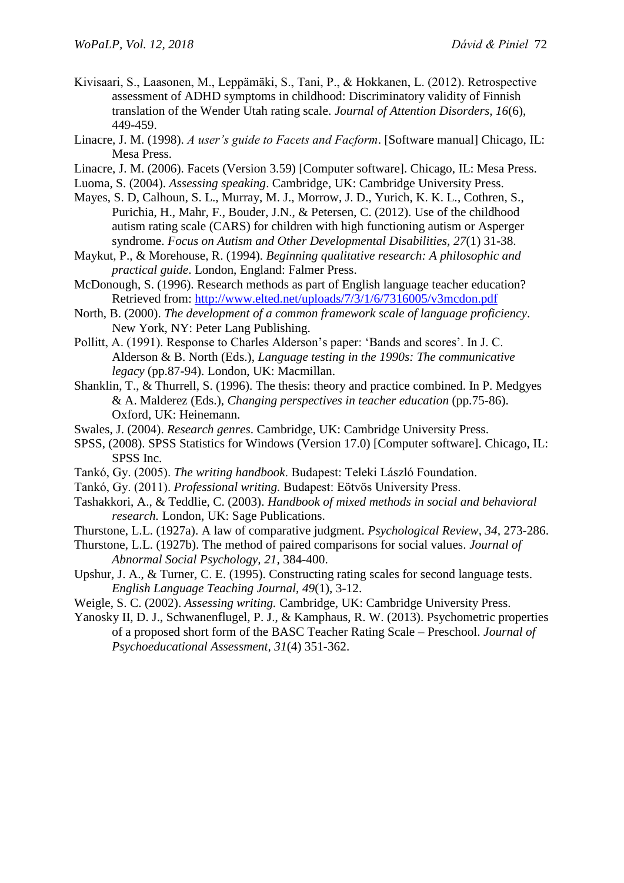Kivisaari, S., Laasonen, M., Leppämäki, S., Tani, P., & Hokkanen, L. (2012). Retrospective assessment of ADHD symptoms in childhood: Discriminatory validity of Finnish translation of the Wender Utah rating scale. *Journal of Attention Disorders, 16*(6), 449-459.

Linacre, J. M. (1998). *A user's guide to Facets and Facform*. [Software manual] Chicago, IL: Mesa Press.

Linacre, J. M. (2006). Facets (Version 3.59) [Computer software]. Chicago, IL: Mesa Press.

Luoma, S. (2004). *Assessing speaking*. Cambridge, UK: Cambridge University Press.

Mayes, S. D, Calhoun, S. L., Murray, M. J., Morrow, J. D., Yurich, K. K. L., Cothren, S., Purichia, H., Mahr, F., Bouder, J.N., & Petersen, C. (2012). Use of the childhood autism rating scale (CARS) for children with high functioning autism or Asperger syndrome. *Focus on Autism and Other Developmental Disabilities, 27*(1) 31-38.

Maykut, P., & Morehouse, R. (1994). *Beginning qualitative research: A philosophic and practical guide*. London, England: Falmer Press.

McDonough, S. (1996). Research methods as part of English language teacher education? Retrieved from: http://www.elted.net/uploads/7/3/1/6/7316005/v3mcdon.pdf

North, B. (2000). *The development of a common framework scale of language proficiency*. New York, NY: Peter Lang Publishing.

Pollitt, A. (1991). Response to Charles Alderson's paper: 'Bands and scores'. In J. C. Alderson & B. North (Eds.), *Language testing in the 1990s: The communicative legacy* (pp.87-94). London, UK: Macmillan.

Shanklin, T., & Thurrell, S. (1996). The thesis: theory and practice combined. In P. Medgyes & A. Malderez (Eds.), *Changing perspectives in teacher education* (pp.75-86). Oxford, UK: Heinemann.

Swales, J. (2004). *Research genres*. Cambridge, UK: Cambridge University Press.

SPSS, (2008). SPSS Statistics for Windows (Version 17.0) [Computer software]. Chicago, IL: SPSS Inc.

Tankó, Gy. (2005). *The writing handbook*. Budapest: Teleki László Foundation.

Tankó, Gy. (2011). *Professional writing.* Budapest: Eötvös University Press.

Tashakkori, A., & Teddlie, C. (2003). *Handbook of mixed methods in social and behavioral research.* London, UK: Sage Publications.

Thurstone, L.L. (1927a). A law of comparative judgment. *Psychological Review, 34*, 273-286.

Thurstone, L.L. (1927b). The method of paired comparisons for social values. *Journal of Abnormal Social Psychology, 21*, 384-400.

Upshur, J. A., & Turner, C. E. (1995). Constructing rating scales for second language tests. *English Language Teaching Journal, 49*(1), 3-12.

Weigle, S. C. (2002). *Assessing writing.* Cambridge, UK: Cambridge University Press.

Yanosky II, D. J., Schwanenflugel, P. J., & Kamphaus, R. W. (2013). Psychometric properties of a proposed short form of the BASC Teacher Rating Scale – Preschool. *Journal of Psychoeducational Assessment, 31*(4) 351-362.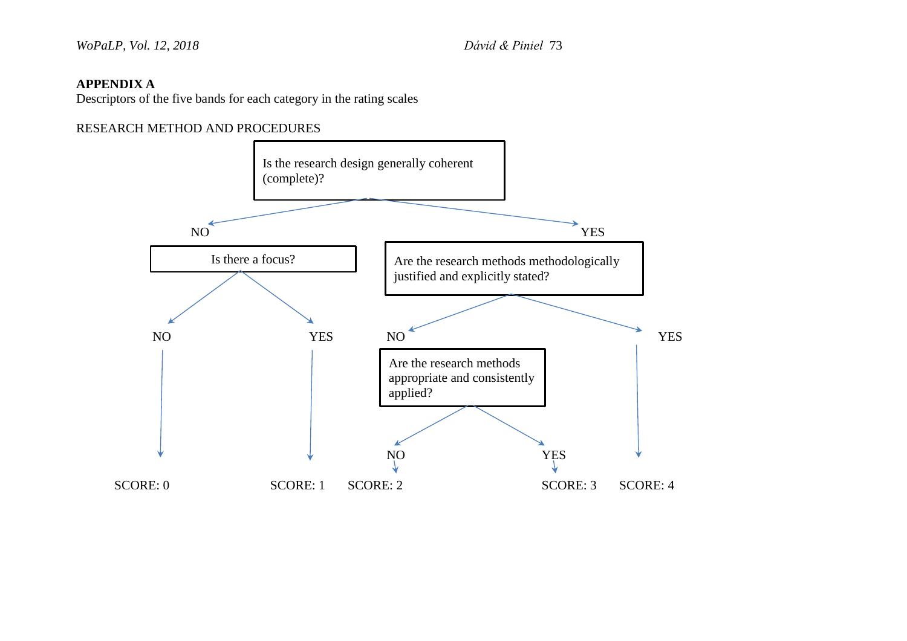**APPENDIX A**

Descriptors of the five bands for each category in the rating scales

RESEARCH METHOD AND PROCEDURES

Is the research design generally coherent (complete)?

- NO → Is there a focus?
  - NO → SCORE: 0
  - YES → SCORE: 1
- YES → Are the research methods methodologically justified and explicitly stated?
  - NO → Are the research methods appropriate and consistently applied?
    - NO → SCORE: 2
    - YES → SCORE: 3
  - YES → SCORE: 4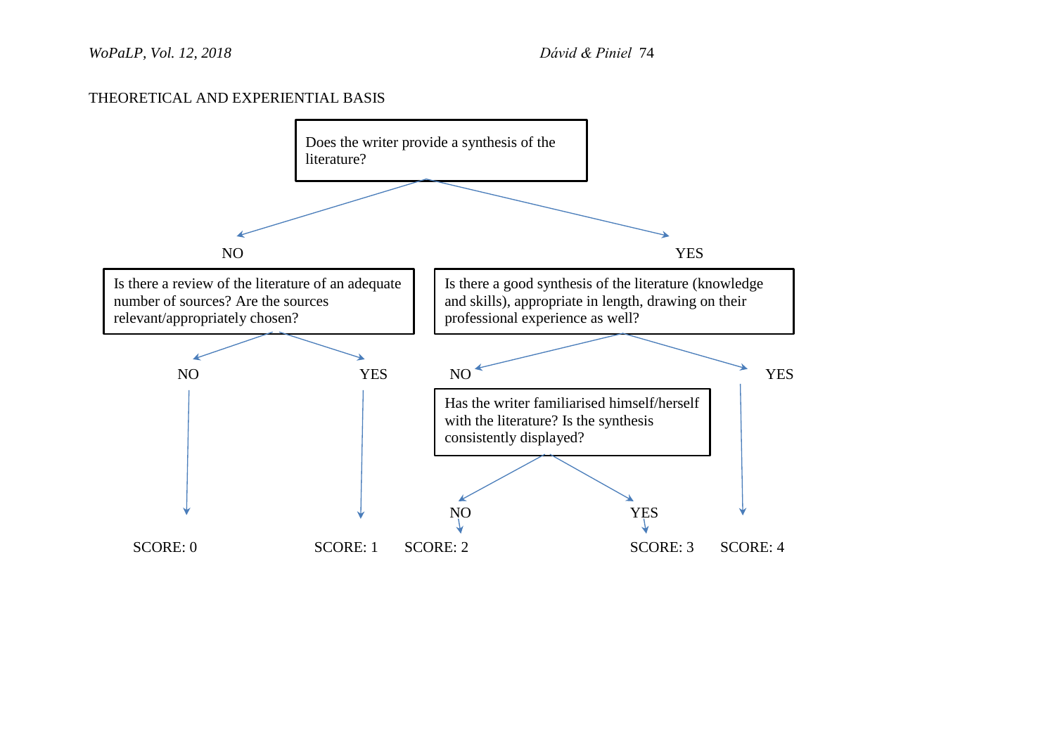THEORETICAL AND EXPERIENTIAL BASIS

Does the writer provide a synthesis of the literature?

NO

Is there a review of the literature of an adequate number of sources? Are the sources relevant/appropriately chosen?

NO

SCORE: 0

YES

SCORE: 1

YES

Is there a good synthesis of the literature (knowledge and skills), appropriate in length, drawing on their professional experience as well?

NO

Has the writer familiarised himself/herself with the literature? Is the synthesis consistently displayed?

NO

SCORE: 2

YES

SCORE: 3

YES

SCORE: 4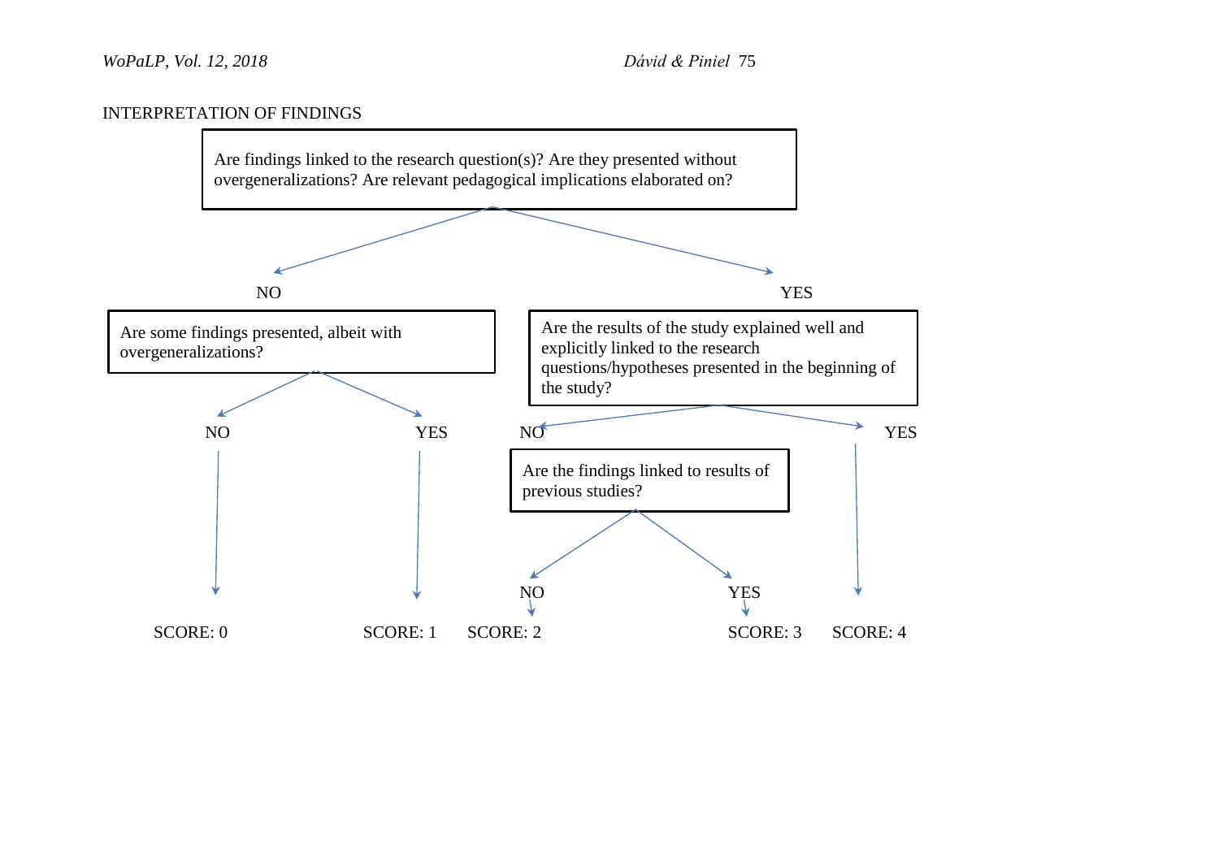INTERPRETATION OF FINDINGS

Are findings linked to the research question(s)? Are they presented without overgeneralizations? Are relevant pedagogical implications elaborated on?

NO

Are some findings presented, albeit with overgeneralizations?

NO

SCORE: 0

YES

SCORE: 1

YES

Are the results of the study explained well and explicitly linked to the research questions/hypotheses presented in the beginning of the study?

NO

Are the findings linked to results of previous studies?

NO

SCORE: 2

YES

SCORE: 3

YES

SCORE: 4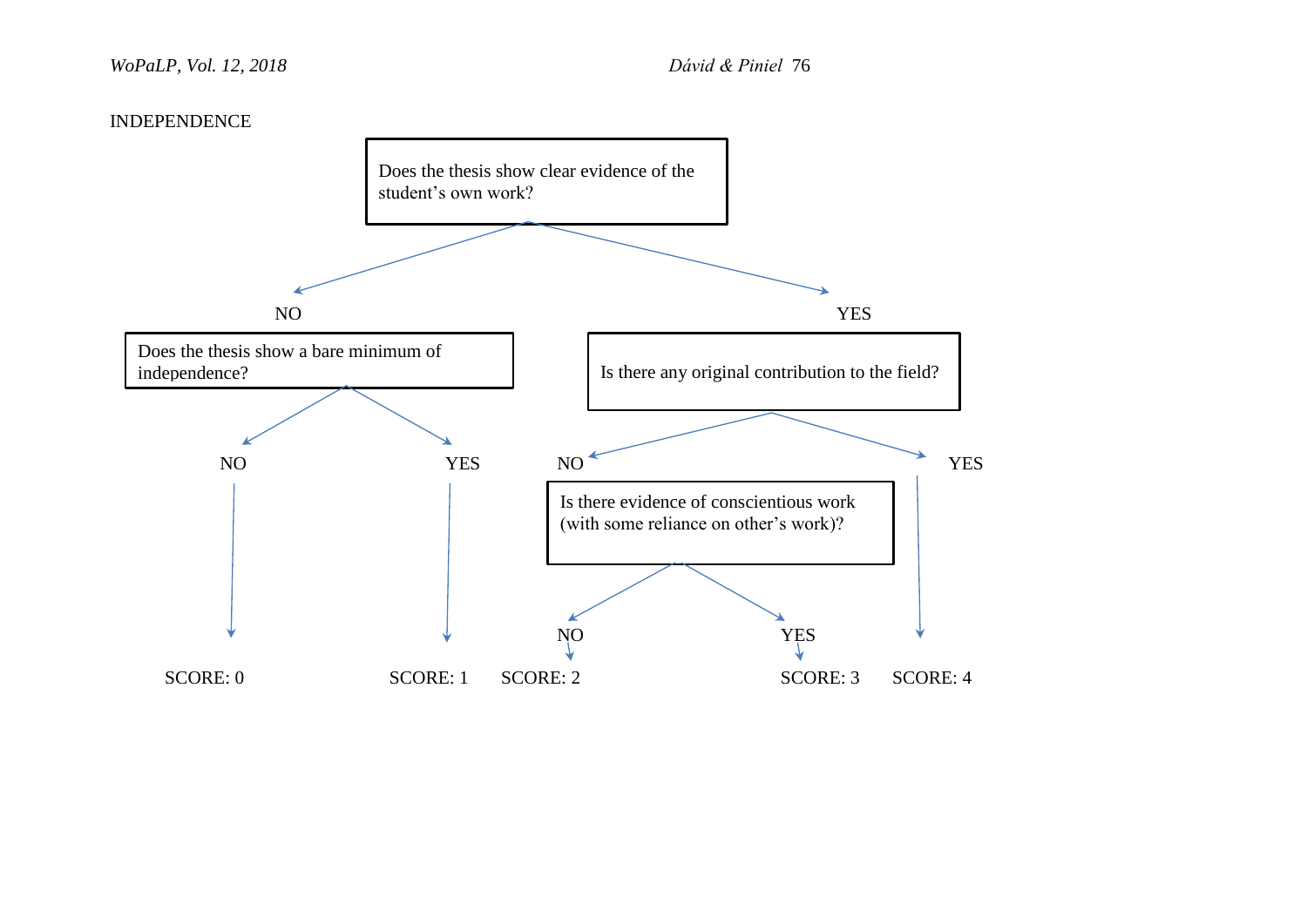INDEPENDENCE

Does the thesis show clear evidence of the student's own work?

- NO → Does the thesis show a bare minimum of independence?
  - NO → SCORE: 0
  - YES → SCORE: 1
- YES → Is there any original contribution to the field?
  - NO → Is there evidence of conscientious work (with some reliance on other's work)?
    - NO → SCORE: 2
    - YES → SCORE: 3
  - YES → SCORE: 4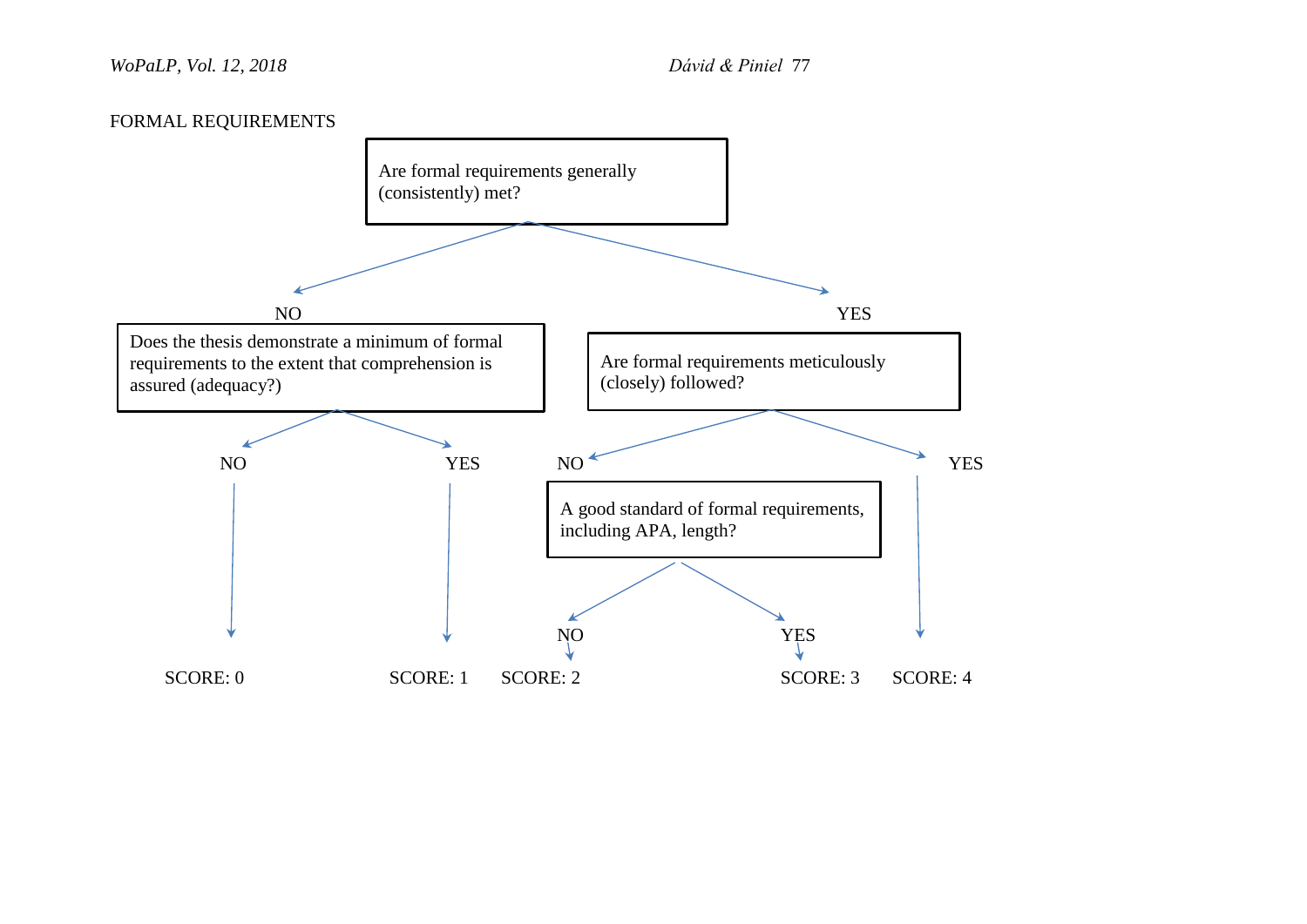FORMAL REQUIREMENTS

Are formal requirements generally (consistently) met?

- NO → Does the thesis demonstrate a minimum of formal requirements to the extent that comprehension is assured (adequacy?)
  - NO → SCORE: 0
  - YES → SCORE: 1
- YES → Are formal requirements meticulously (closely) followed?
  - NO → A good standard of formal requirements, including APA, length?
    - NO → SCORE: 2
    - YES → SCORE: 3
  - YES → SCORE: 4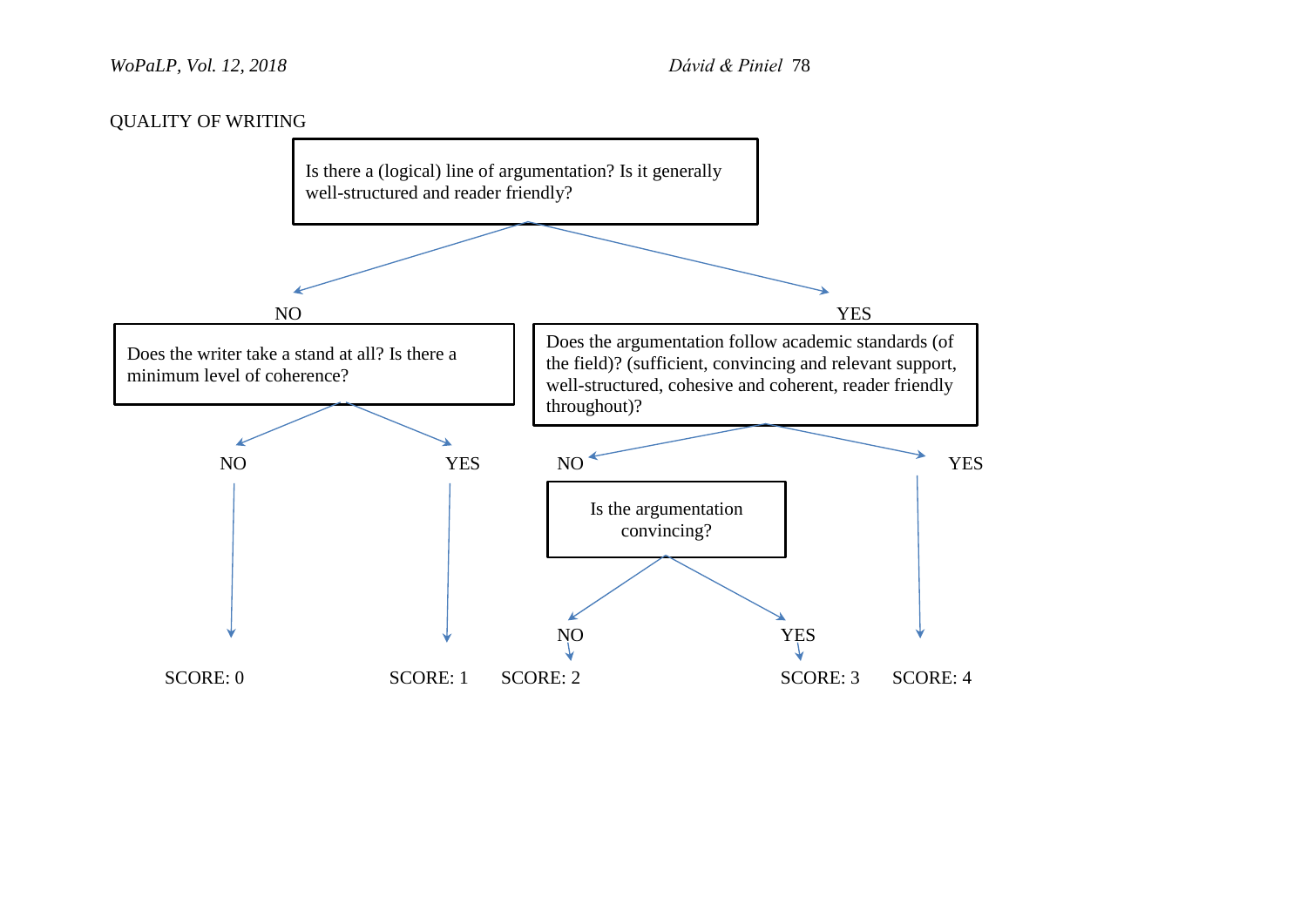QUALITY OF WRITING

Is there a (logical) line of argumentation? Is it generally well-structured and reader friendly?

- **NO** → Does the writer take a stand at all? Is there a minimum level of coherence?
  - NO → SCORE: 0
  - YES → SCORE: 1
- **YES** → Does the argumentation follow academic standards (of the field)? (sufficient, convincing and relevant support, well-structured, cohesive and coherent, reader friendly throughout)?
  - NO → Is the argumentation convincing?
    - NO → SCORE: 2
    - YES → SCORE: 3
  - YES → SCORE: 4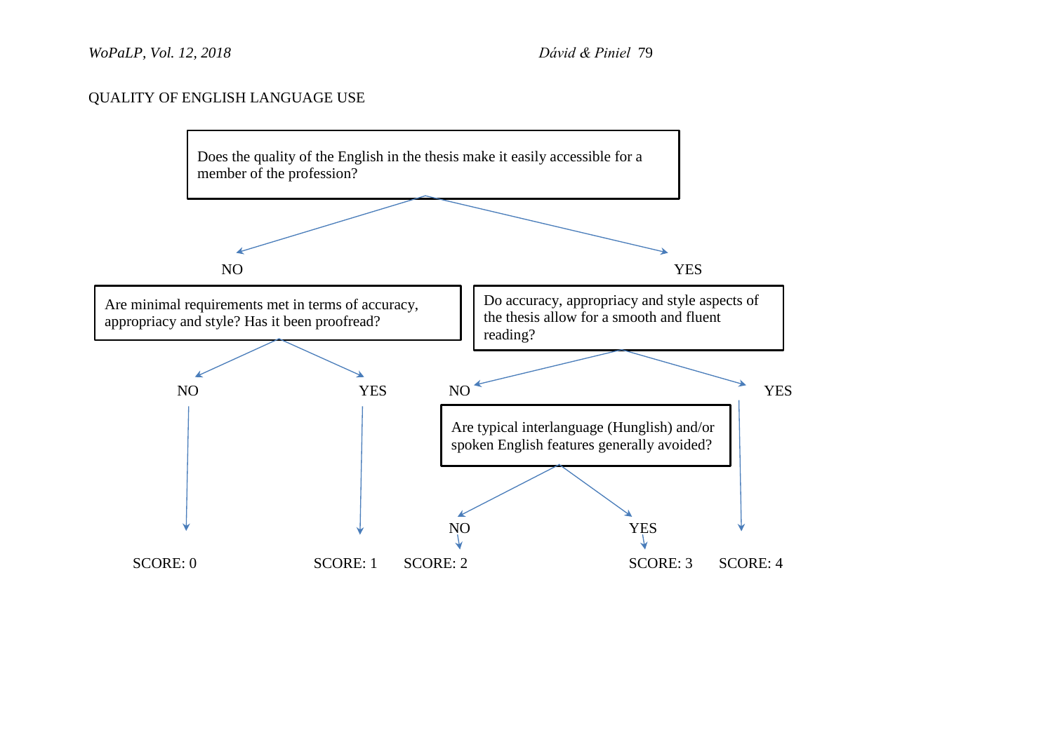QUALITY OF ENGLISH LANGUAGE USE

Does the quality of the English in the thesis make it easily accessible for a member of the profession?

- NO → Are minimal requirements met in terms of accuracy, appropriacy and style? Has it been proofread?
  - NO → SCORE: 0
  - YES → SCORE: 1
- YES → Do accuracy, appropriacy and style aspects of the thesis allow for a smooth and fluent reading?
  - NO → Are typical interlanguage (Hunglish) and/or spoken English features generally avoided?
    - NO → SCORE: 2
    - YES → SCORE: 3
  - YES → SCORE: 4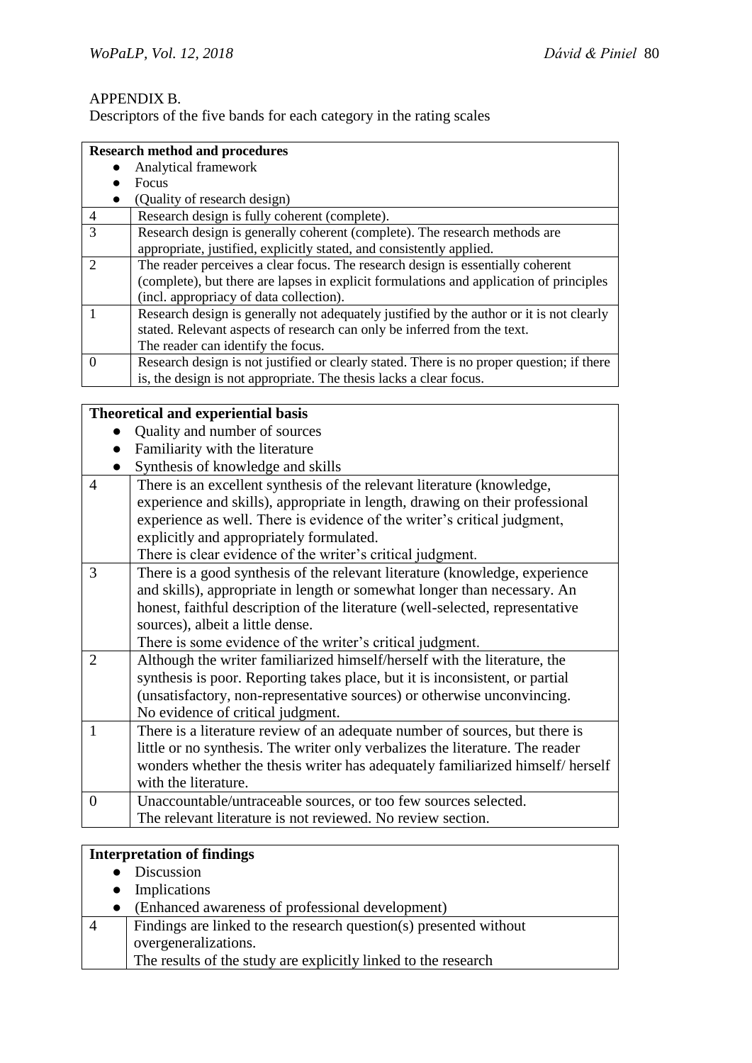APPENDIX B.

Descriptors of the five bands for each category in the rating scales

| **Research method and procedures**<br>● Analytical framework<br>● Focus<br>● (Quality of research design) | |
|---|---|
| 4 | Research design is fully coherent (complete). |
| 3 | Research design is generally coherent (complete). The research methods are appropriate, justified, explicitly stated, and consistently applied. |
| 2 | The reader perceives a clear focus. The research design is essentially coherent (complete), but there are lapses in explicit formulations and application of principles (incl. appropriacy of data collection). |
| 1 | Research design is generally not adequately justified by the author or it is not clearly stated. Relevant aspects of research can only be inferred from the text.<br>The reader can identify the focus. |
| 0 | Research design is not justified or clearly stated. There is no proper question; if there is, the design is not appropriate. The thesis lacks a clear focus. |

| **Theoretical and experiential basis**<br>● Quality and number of sources<br>● Familiarity with the literature<br>● Synthesis of knowledge and skills | |
|---|---|
| 4 | There is an excellent synthesis of the relevant literature (knowledge, experience and skills), appropriate in length, drawing on their professional experience as well. There is evidence of the writer's critical judgment, explicitly and appropriately formulated.<br>There is clear evidence of the writer's critical judgment. |
| 3 | There is a good synthesis of the relevant literature (knowledge, experience and skills), appropriate in length or somewhat longer than necessary. An honest, faithful description of the literature (well-selected, representative sources), albeit a little dense.<br>There is some evidence of the writer's critical judgment. |
| 2 | Although the writer familiarized himself/herself with the literature, the synthesis is poor. Reporting takes place, but it is inconsistent, or partial (unsatisfactory, non-representative sources) or otherwise unconvincing.<br>No evidence of critical judgment. |
| 1 | There is a literature review of an adequate number of sources, but there is little or no synthesis. The writer only verbalizes the literature. The reader wonders whether the thesis writer has adequately familiarized himself/ herself with the literature. |
| 0 | Unaccountable/untraceable sources, or too few sources selected.<br>The relevant literature is not reviewed. No review section. |

| **Interpretation of findings**<br>● Discussion<br>● Implications<br>● (Enhanced awareness of professional development) | |
|---|---|
| 4 | Findings are linked to the research question(s) presented without overgeneralizations.<br>The results of the study are explicitly linked to the research |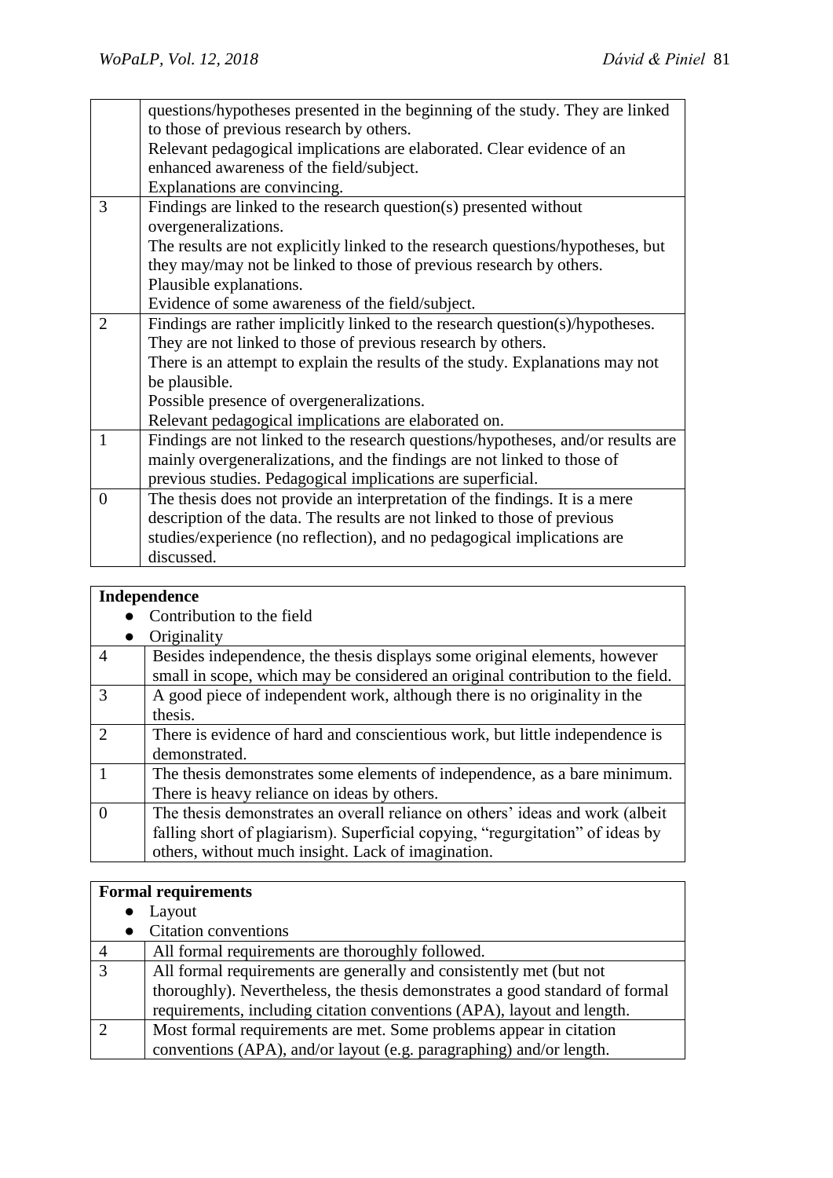| | |
|---|---|
| | questions/hypotheses presented in the beginning of the study. They are linked to those of previous research by others.<br>Relevant pedagogical implications are elaborated. Clear evidence of an enhanced awareness of the field/subject.<br>Explanations are convincing. |
| 3 | Findings are linked to the research question(s) presented without overgeneralizations.<br>The results are not explicitly linked to the research questions/hypotheses, but they may/may not be linked to those of previous research by others.<br>Plausible explanations.<br>Evidence of some awareness of the field/subject. |
| 2 | Findings are rather implicitly linked to the research question(s)/hypotheses. They are not linked to those of previous research by others.<br>There is an attempt to explain the results of the study. Explanations may not be plausible.<br>Possible presence of overgeneralizations.<br>Relevant pedagogical implications are elaborated on. |
| 1 | Findings are not linked to the research questions/hypotheses, and/or results are mainly overgeneralizations, and the findings are not linked to those of previous studies. Pedagogical implications are superficial. |
| 0 | The thesis does not provide an interpretation of the findings. It is a mere description of the data. The results are not linked to those of previous studies/experience (no reflection), and no pedagogical implications are discussed. |

| **Independence**<br>● Contribution to the field<br>● Originality | |
|---|---|
| 4 | Besides independence, the thesis displays some original elements, however small in scope, which may be considered an original contribution to the field. |
| 3 | A good piece of independent work, although there is no originality in the thesis. |
| 2 | There is evidence of hard and conscientious work, but little independence is demonstrated. |
| 1 | The thesis demonstrates some elements of independence, as a bare minimum. There is heavy reliance on ideas by others. |
| 0 | The thesis demonstrates an overall reliance on others' ideas and work (albeit falling short of plagiarism). Superficial copying, "regurgitation" of ideas by others, without much insight. Lack of imagination. |

| **Formal requirements**<br>● Layout<br>● Citation conventions | |
|---|---|
| 4 | All formal requirements are thoroughly followed. |
| 3 | All formal requirements are generally and consistently met (but not thoroughly). Nevertheless, the thesis demonstrates a good standard of formal requirements, including citation conventions (APA), layout and length. |
| 2 | Most formal requirements are met. Some problems appear in citation conventions (APA), and/or layout (e.g. paragraphing) and/or length. |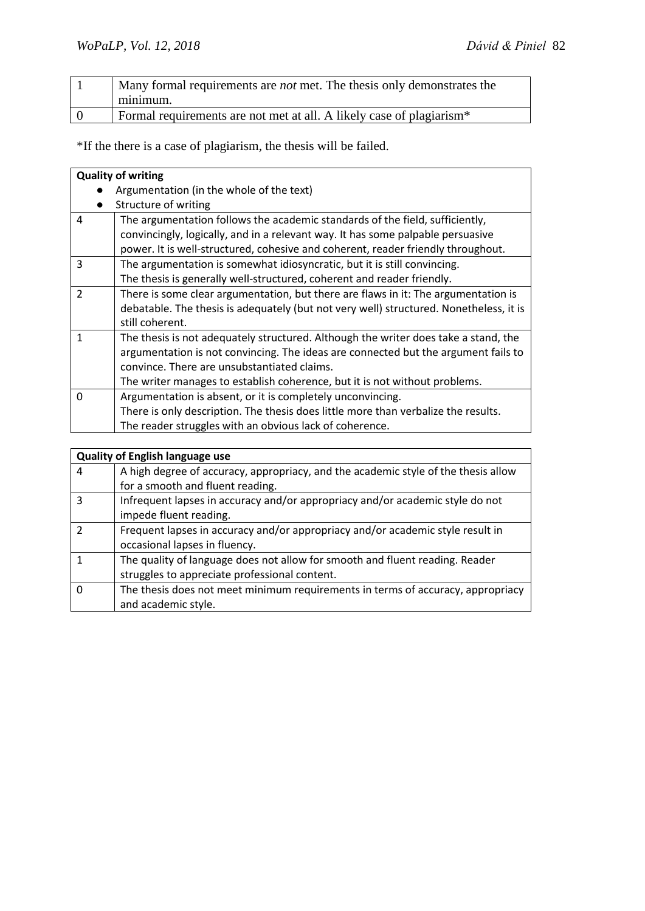| | |
|---|---|
| 1 | Many formal requirements are *not* met. The thesis only demonstrates the minimum. |
| 0 | Formal requirements are not met at all. A likely case of plagiarism* |

*If the there is a case of plagiarism, the thesis will be failed.

| **Quality of writing**<br>● Argumentation (in the whole of the text)<br>● Structure of writing | |
|---|---|
| 4 | The argumentation follows the academic standards of the field, sufficiently, convincingly, logically, and in a relevant way. It has some palpable persuasive power. It is well-structured, cohesive and coherent, reader friendly throughout. |
| 3 | The argumentation is somewhat idiosyncratic, but it is still convincing.<br>The thesis is generally well-structured, coherent and reader friendly. |
| 2 | There is some clear argumentation, but there are flaws in it: The argumentation is debatable. The thesis is adequately (but not very well) structured. Nonetheless, it is still coherent. |
| 1 | The thesis is not adequately structured. Although the writer does take a stand, the argumentation is not convincing. The ideas are connected but the argument fails to convince. There are unsubstantiated claims.<br>The writer manages to establish coherence, but it is not without problems. |
| 0 | Argumentation is absent, or it is completely unconvincing.<br>There is only description. The thesis does little more than verbalize the results.<br>The reader struggles with an obvious lack of coherence. |

| **Quality of English language use** | |
|---|---|
| 4 | A high degree of accuracy, appropriacy, and the academic style of the thesis allow for a smooth and fluent reading. |
| 3 | Infrequent lapses in accuracy and/or appropriacy and/or academic style do not impede fluent reading. |
| 2 | Frequent lapses in accuracy and/or appropriacy and/or academic style result in occasional lapses in fluency. |
| 1 | The quality of language does not allow for smooth and fluent reading. Reader struggles to appreciate professional content. |
| 0 | The thesis does not meet minimum requirements in terms of accuracy, appropriacy and academic style. |